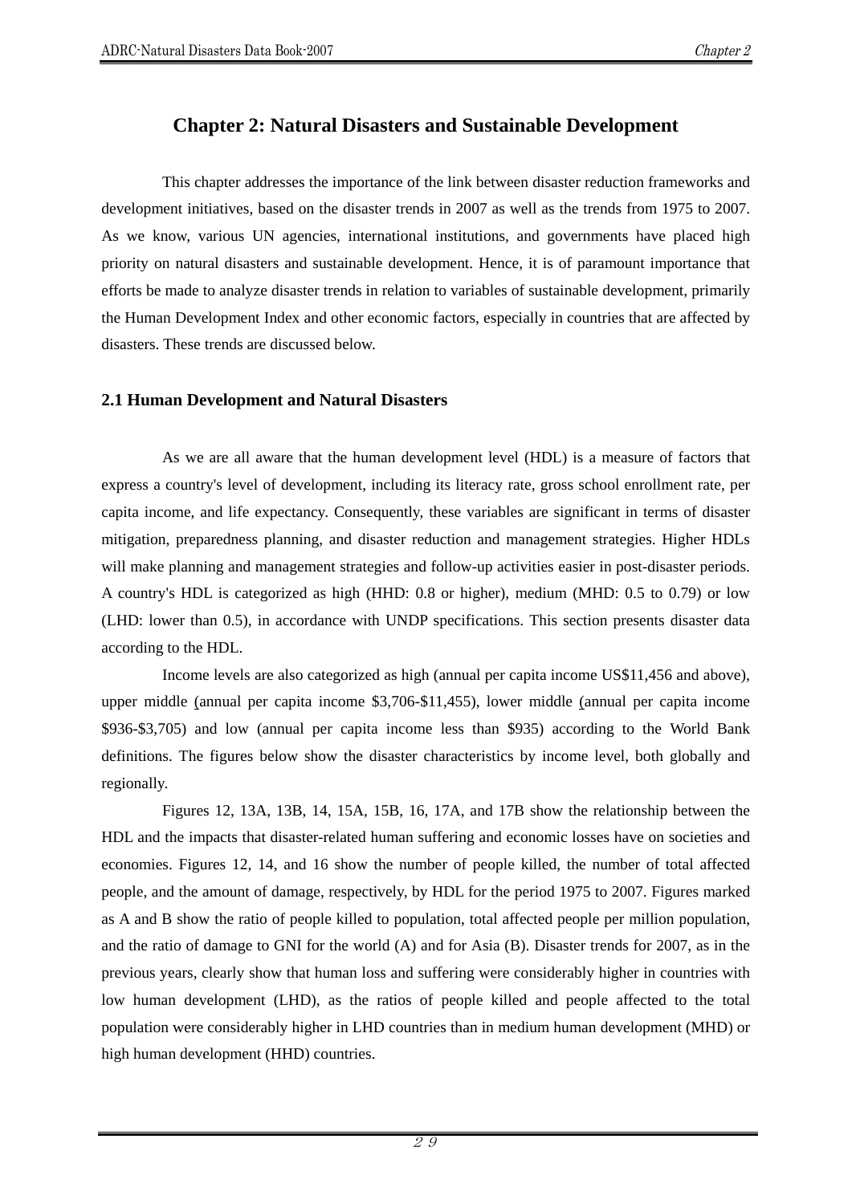# Chapter 2: Natural Disasters and Sustainable Development

This chapter addresses the importance of the link between disaster reduction frameworks and development initiatives, based on the disaster trends in 2007 as well as the trends from 1975 to 2007. As we know, various UN agencies, international institutions, and governments have placed high priority on natural disasters and sustainable development. Hence, it is of paramount importance that efforts be made to analyze disaster trends in relation to variables of sustainable development, primarily the Human Development Index and other economic factors, especially in countries that are affected by disasters. These trends are discussed below.

## 2.1 Human Development and Natural Disasters

As we are all aware that the human development level (HDL) is a measure of factors that express a country's level of development, including its literacy rate, gross school enrollment rate, per capita income, and life expectancy. Consequently, these variables are significant in terms of disaster mitigation, preparedness planning, and disaster reduction and management strategies. Higher HDLs will make planning and management strategies and follow-up activities easier in post-disaster periods. A country's HDL is categorized as high (HHD: 0.8 or higher), medium (MHD: 0.5 to 0.79) or low (LHD: lower than 0.5), in accordance with UNDP specifications. This section presents disaster data according to the HDL.

Income levels are also categorized as high (annual per capita income US$11,456 and above), upper middle (annual per capita income $3,706-$11,455), lower middle (annual per capita income $936-$3,705) and low (annual per capita income less than $935) according to the World Bank definitions. The figures below show the disaster characteristics by income level, both globally and regionally.

Figures 12, 13A, 13B, 14, 15A, 15B, 16, 17A, and 17B show the relationship between the HDL and the impacts that disaster-related human suffering and economic losses have on societies and economies. Figures 12, 14, and 16 show the number of people killed, the number of total affected people, and the amount of damage, respectively, by HDL for the period 1975 to 2007. Figures marked as A and B show the ratio of people killed to population, total affected people per million population, and the ratio of damage to GNI for the world (A) and for Asia (B). Disaster trends for 2007, as in the previous years, clearly show that human loss and suffering were considerably higher in countries with low human development (LHD), as the ratios of people killed and people affected to the total population were considerably higher in LHD countries than in medium human development (MHD) or high human development (HHD) countries.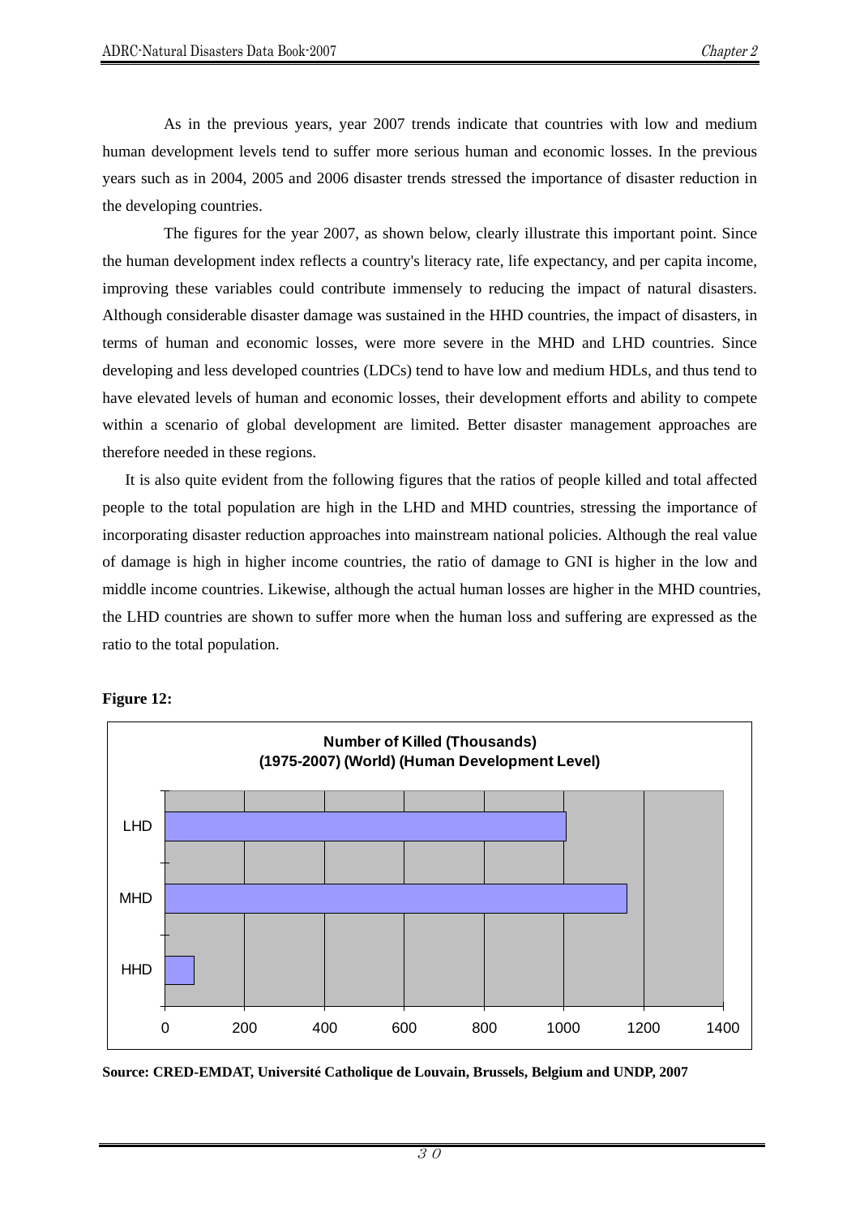As in the previous years, year 2007 trends indicate that countries with low and medium human development levels tend to suffer more serious human and economic losses. In the previous years such as in 2004, 2005 and 2006 disaster trends stressed the importance of disaster reduction in the developing countries.

The figures for the year 2007, as shown below, clearly illustrate this important point. Since the human development index reflects a country's literacy rate, life expectancy, and per capita income, improving these variables could contribute immensely to reducing the impact of natural disasters. Although considerable disaster damage was sustained in the HHD countries, the impact of disasters, in terms of human and economic losses, were more severe in the MHD and LHD countries. Since developing and less developed countries (LDCs) tend to have low and medium HDLs, and thus tend to have elevated levels of human and economic losses, their development efforts and ability to compete within a scenario of global development are limited. Better disaster management approaches are therefore needed in these regions.

It is also quite evident from the following figures that the ratios of people killed and total affected people to the total population are high in the LHD and MHD countries, stressing the importance of incorporating disaster reduction approaches into mainstream national policies. Although the real value of damage is high in higher income countries, the ratio of damage to GNI is higher in the low and middle income countries. Likewise, although the actual human losses are higher in the MHD countries, the LHD countries are shown to suffer more when the human loss and suffering are expressed as the ratio to the total population.

**Figure 12:**

**Number of Killed (Thousands)**
**(1975-2007) (World) (Human Development Level)**

| Human Development Level | Number of Killed (Thousands) (approx.) |
|---|---|
| LHD | ~1005 |
| MHD | ~1160 |
| HHD | ~75 |

**Source: CRED-EMDAT, Université Catholique de Louvain, Brussels, Belgium and UNDP, 2007**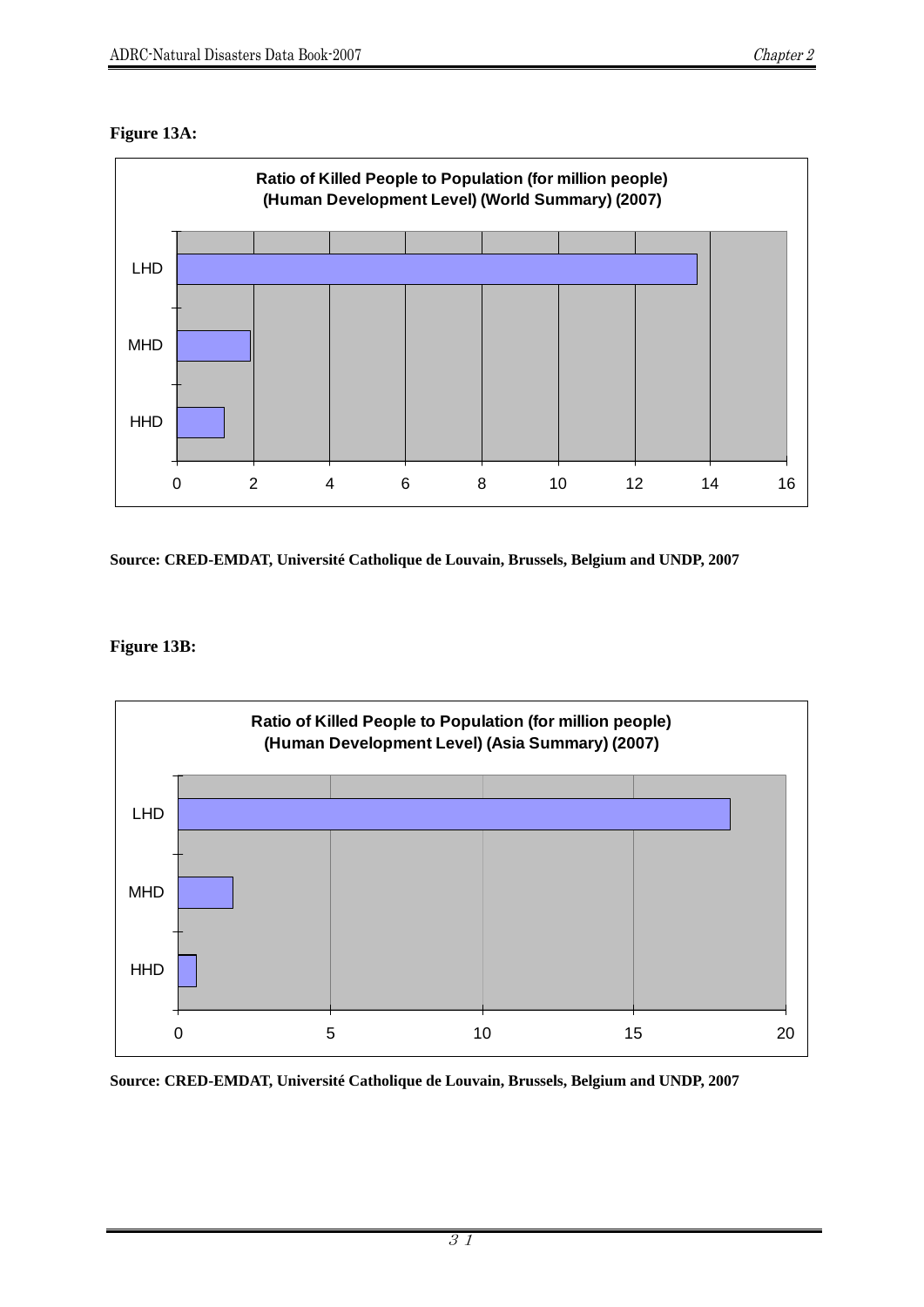**Figure 13A:**

**Ratio of Killed People to Population (for million people) (Human Development Level) (World Summary) (2007)**

| Human Development Level | Ratio (approx.) |
| --- | --- |
| LHD | 13.6 |
| MHD | 1.9 |
| HHD | 1.2 |

**Source: CRED-EMDAT, Université Catholique de Louvain, Brussels, Belgium and UNDP, 2007**

**Figure 13B:**

**Ratio of Killed People to Population (for million people) (Human Development Level) (Asia Summary) (2007)**

| Human Development Level | Ratio (approx.) |
| --- | --- |
| LHD | 18.2 |
| MHD | 1.8 |
| HHD | 0.6 |

**Source: CRED-EMDAT, Université Catholique de Louvain, Brussels, Belgium and UNDP, 2007**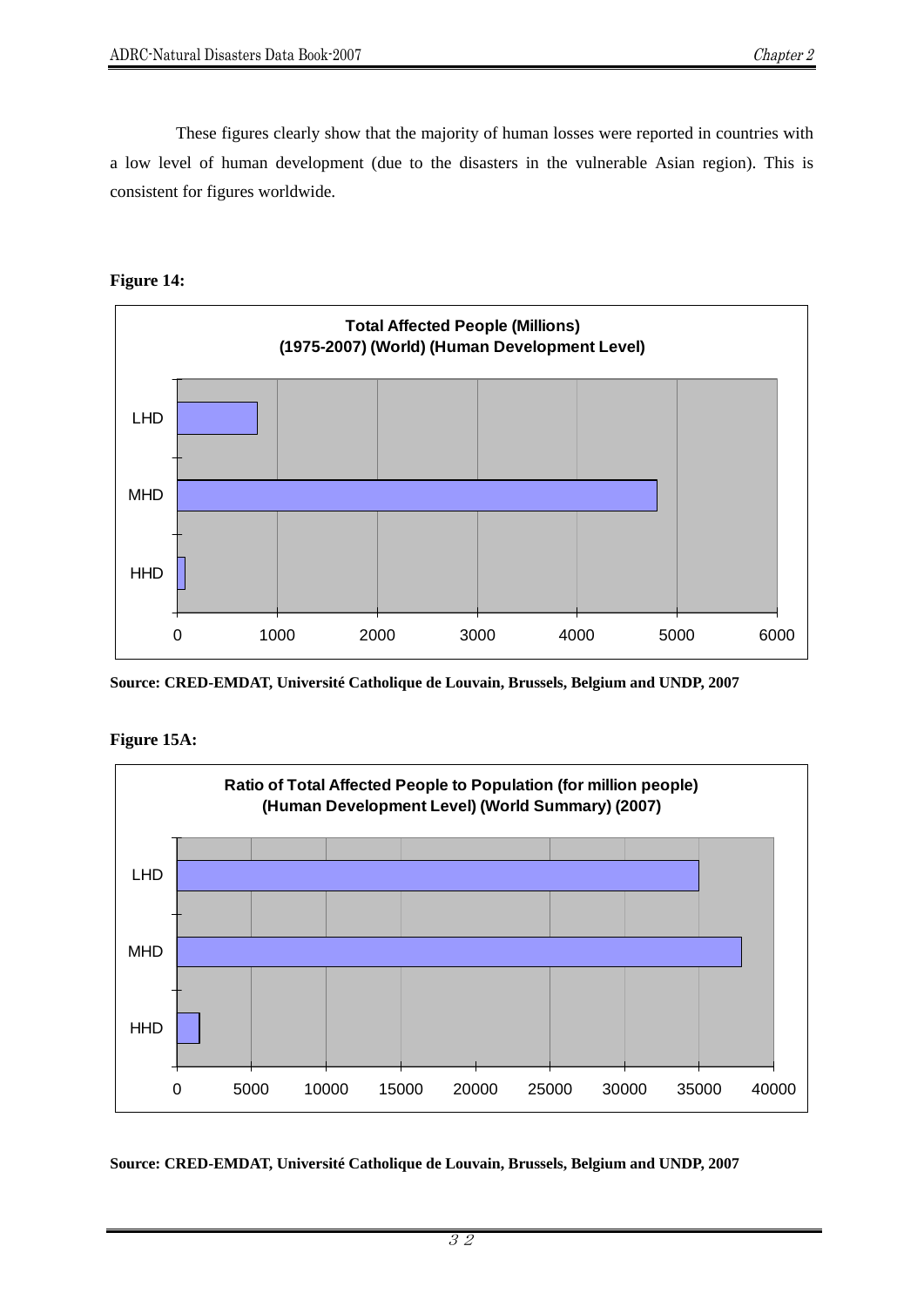These figures clearly show that the majority of human losses were reported in countries with a low level of human development (due to the disasters in the vulnerable Asian region). This is consistent for figures worldwide.

**Figure 14:**

**Total Affected People (Millions)**
**(1975-2007) (World) (Human Development Level)**

LHD

MHD

HHD

0 1000 2000 3000 4000 5000 6000

**Source: CRED-EMDAT, Université Catholique de Louvain, Brussels, Belgium and UNDP, 2007**

**Figure 15A:**

**Ratio of Total Affected People to Population (for million people)**
**(Human Development Level) (World Summary) (2007)**

LHD

MHD

HHD

0 5000 10000 15000 20000 25000 30000 35000 40000

**Source: CRED-EMDAT, Université Catholique de Louvain, Brussels, Belgium and UNDP, 2007**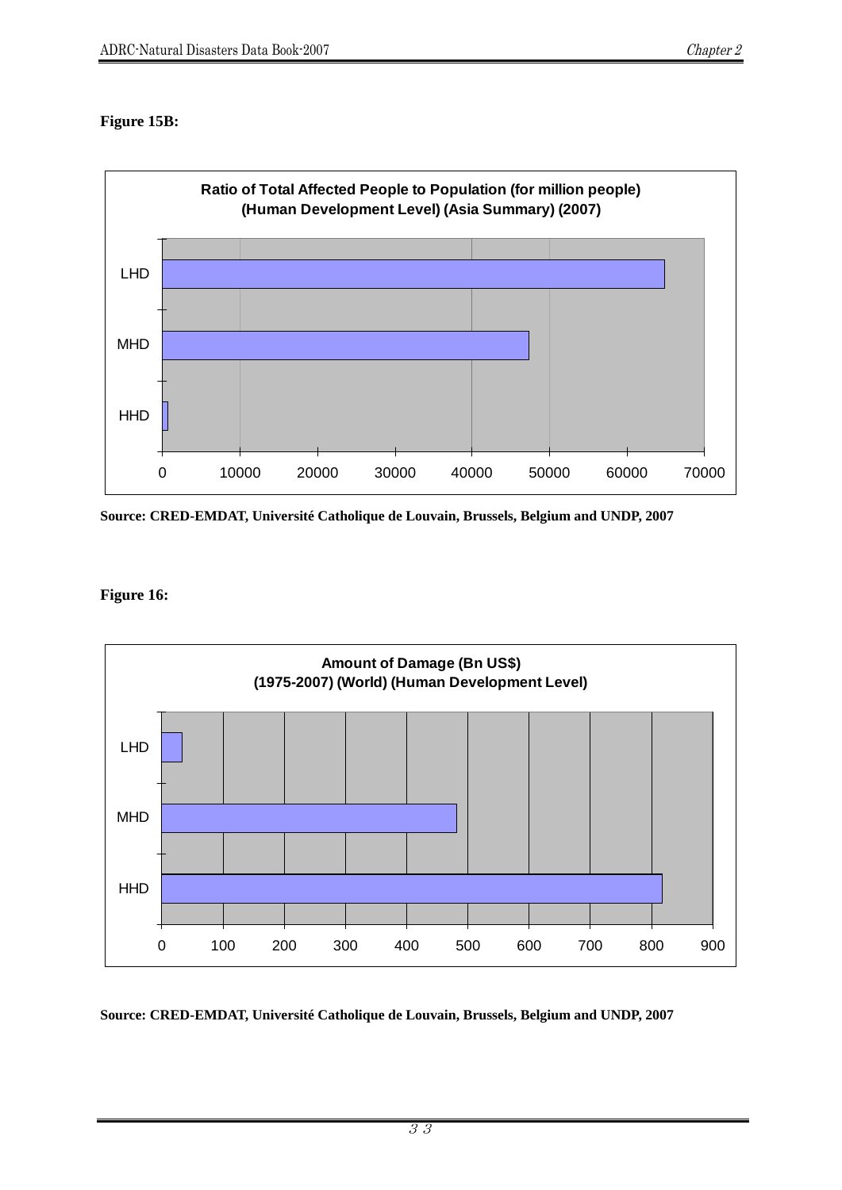**Figure 15B:**

**Ratio of Total Affected People to Population (for million people) (Human Development Level) (Asia Summary) (2007)**

LHD

MHD

HHD

0 10000 20000 30000 40000 50000 60000 70000

**Source: CRED-EMDAT, Université Catholique de Louvain, Brussels, Belgium and UNDP, 2007**

**Figure 16:**

**Amount of Damage (Bn US$) (1975-2007) (World) (Human Development Level)**

LHD

MHD

HHD

0 100 200 300 400 500 600 700 800 900

**Source: CRED-EMDAT, Université Catholique de Louvain, Brussels, Belgium and UNDP, 2007**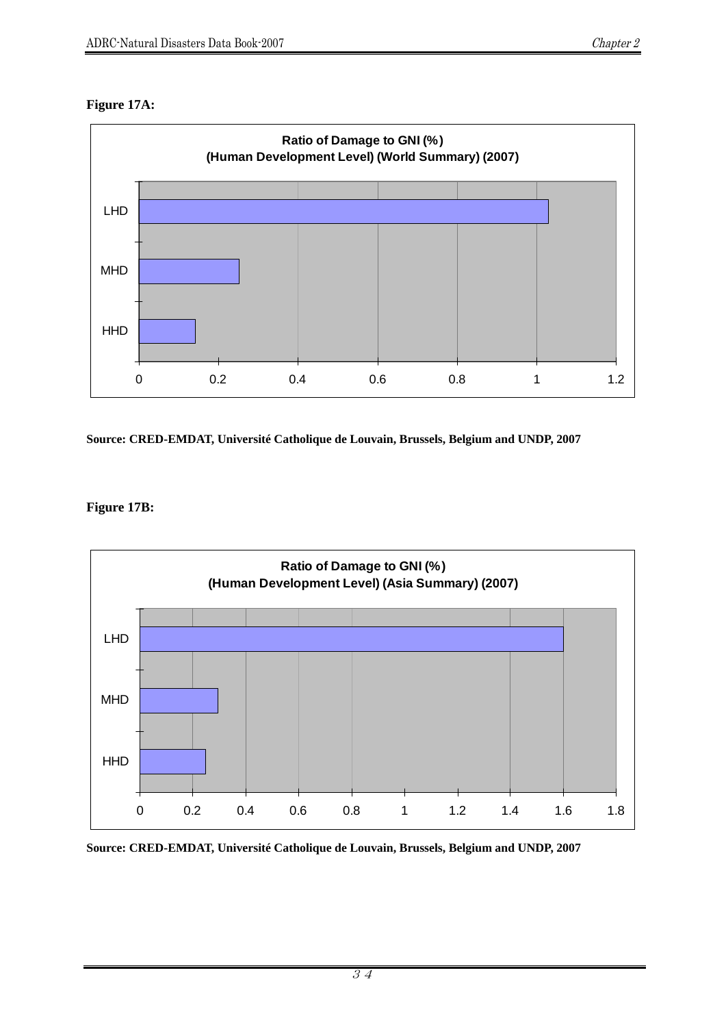**Figure 17A:**

**Ratio of Damage to GNI (%)**
**(Human Development Level) (World Summary) (2007)**

| Level | Ratio of Damage to GNI (%) |
|---|---|
| LHD | ~1.03 |
| MHD | ~0.25 |
| HHD | ~0.14 |

**Source: CRED-EMDAT, Université Catholique de Louvain, Brussels, Belgium and UNDP, 2007**

**Figure 17B:**

**Ratio of Damage to GNI (%)**
**(Human Development Level) (Asia Summary) (2007)**

| Level | Ratio of Damage to GNI (%) |
|---|---|
| LHD | ~1.6 |
| MHD | ~0.3 |
| HHD | ~0.25 |

**Source: CRED-EMDAT, Université Catholique de Louvain, Brussels, Belgium and UNDP, 2007**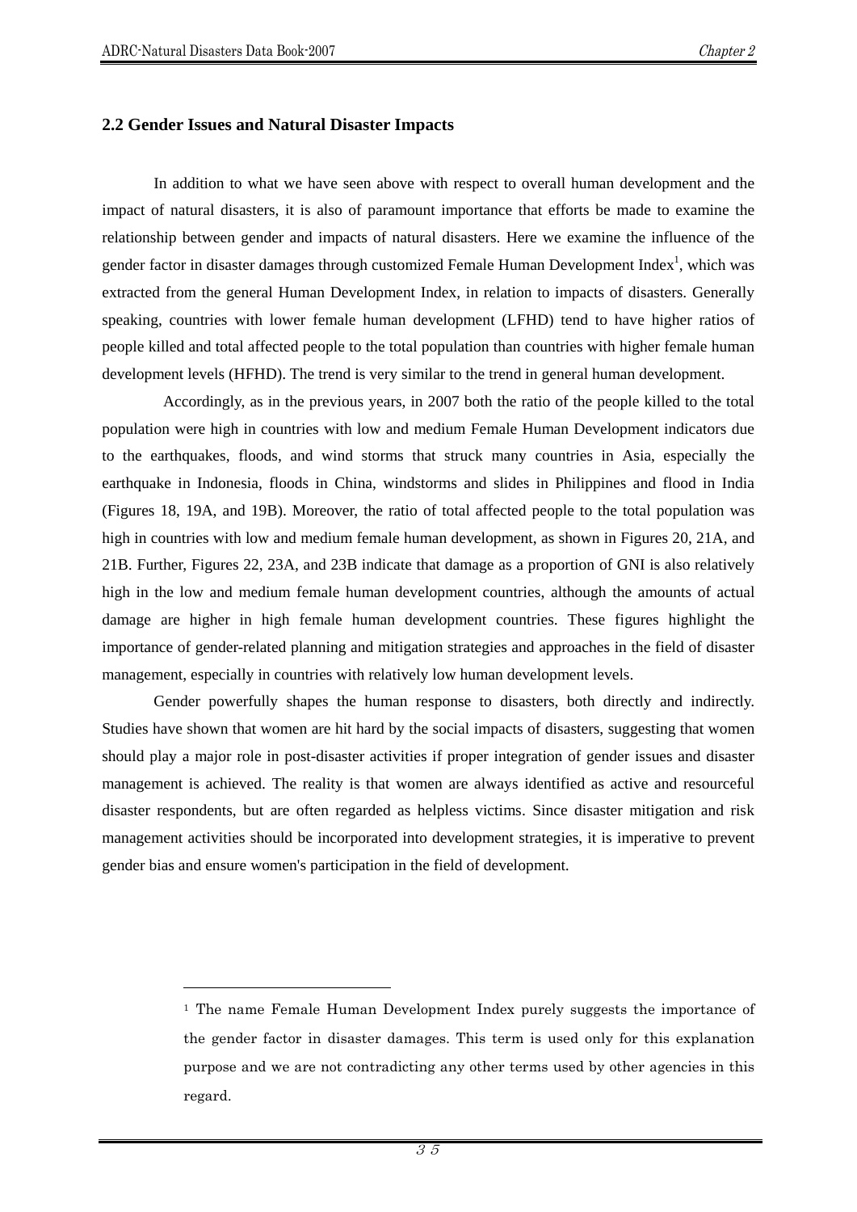## 2.2 Gender Issues and Natural Disaster Impacts

In addition to what we have seen above with respect to overall human development and the impact of natural disasters, it is also of paramount importance that efforts be made to examine the relationship between gender and impacts of natural disasters. Here we examine the influence of the gender factor in disaster damages through customized Female Human Development Index[1], which was extracted from the general Human Development Index, in relation to impacts of disasters. Generally speaking, countries with lower female human development (LFHD) tend to have higher ratios of people killed and total affected people to the total population than countries with higher female human development levels (HFHD). The trend is very similar to the trend in general human development.

Accordingly, as in the previous years, in 2007 both the ratio of the people killed to the total population were high in countries with low and medium Female Human Development indicators due to the earthquakes, floods, and wind storms that struck many countries in Asia, especially the earthquake in Indonesia, floods in China, windstorms and slides in Philippines and flood in India (Figures 18, 19A, and 19B). Moreover, the ratio of total affected people to the total population was high in countries with low and medium female human development, as shown in Figures 20, 21A, and 21B. Further, Figures 22, 23A, and 23B indicate that damage as a proportion of GNI is also relatively high in the low and medium female human development countries, although the amounts of actual damage are higher in high female human development countries. These figures highlight the importance of gender-related planning and mitigation strategies and approaches in the field of disaster management, especially in countries with relatively low human development levels.

Gender powerfully shapes the human response to disasters, both directly and indirectly. Studies have shown that women are hit hard by the social impacts of disasters, suggesting that women should play a major role in post-disaster activities if proper integration of gender issues and disaster management is achieved. The reality is that women are always identified as active and resourceful disaster respondents, but are often regarded as helpless victims. Since disaster mitigation and risk management activities should be incorporated into development strategies, it is imperative to prevent gender bias and ensure women's participation in the field of development.

[1] The name Female Human Development Index purely suggests the importance of the gender factor in disaster damages. This term is used only for this explanation purpose and we are not contradicting any other terms used by other agencies in this regard.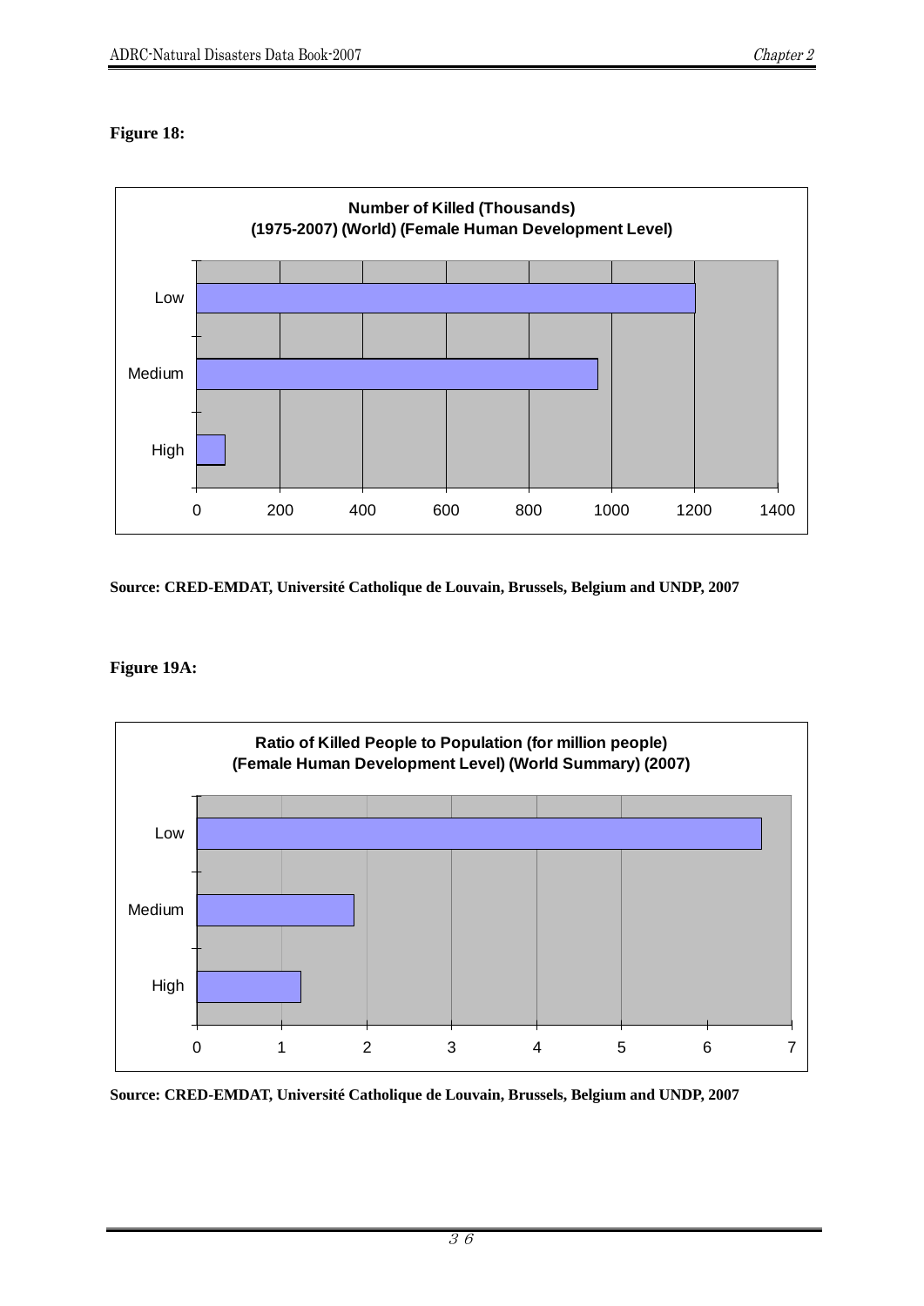**Figure 18:**

**Number of Killed (Thousands)**
**(1975-2007) (World) (Female Human Development Level)**

Low

Medium

High

0 200 400 600 800 1000 1200 1400

**Source: CRED-EMDAT, Université Catholique de Louvain, Brussels, Belgium and UNDP, 2007**

**Figure 19A:**

**Ratio of Killed People to Population (for million people)**
**(Female Human Development Level) (World Summary) (2007)**

Low

Medium

High

0 1 2 3 4 5 6 7

**Source: CRED-EMDAT, Université Catholique de Louvain, Brussels, Belgium and UNDP, 2007**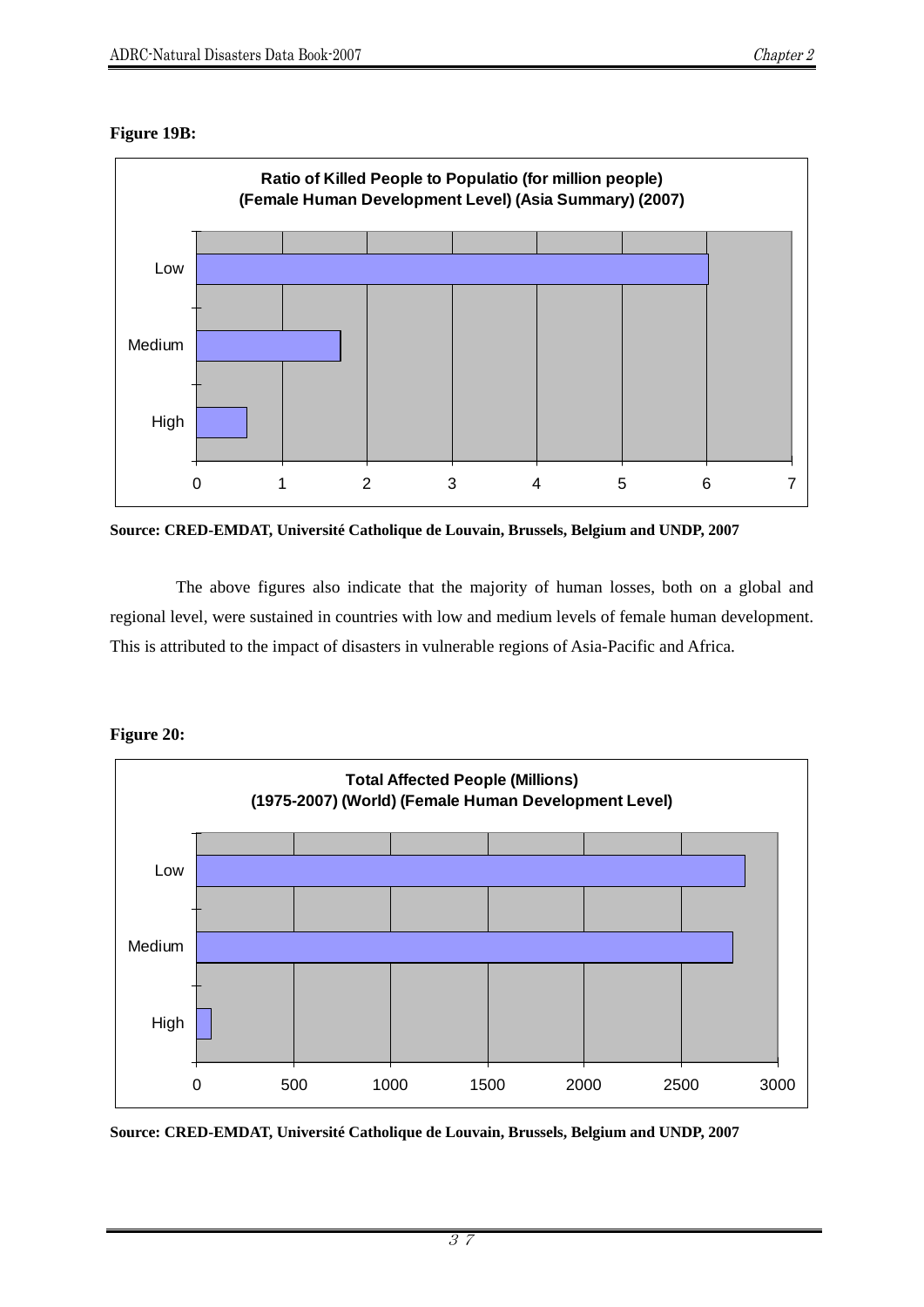**Figure 19B:**

Ratio of Killed People to Populatio (for million people)
(Female Human Development Level) (Asia Summary) (2007)

Low
Medium
High

0 1 2 3 4 5 6 7

**Source: CRED-EMDAT, Université Catholique de Louvain, Brussels, Belgium and UNDP, 2007**

The above figures also indicate that the majority of human losses, both on a global and regional level, were sustained in countries with low and medium levels of female human development. This is attributed to the impact of disasters in vulnerable regions of Asia-Pacific and Africa.

**Figure 20:**

Total Affected People (Millions)
(1975-2007) (World) (Female Human Development Level)

Low
Medium
High

0 500 1000 1500 2000 2500 3000

**Source: CRED-EMDAT, Université Catholique de Louvain, Brussels, Belgium and UNDP, 2007**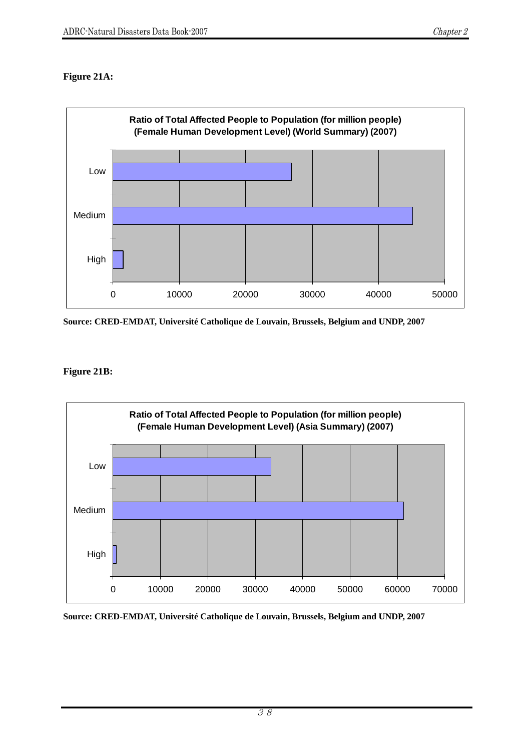**Figure 21A:**

Ratio of Total Affected People to Population (for million people) (Female Human Development Level) (World Summary) (2007)

| Level | Value |
| --- | --- |
| Low | ~27000 |
| Medium | ~45000 |
| High | ~1500 |

Source: CRED-EMDAT, Université Catholique de Louvain, Brussels, Belgium and UNDP, 2007

**Figure 21B:**

Ratio of Total Affected People to Population (for million people) (Female Human Development Level) (Asia Summary) (2007)

| Level | Value |
| --- | --- |
| Low | ~33000 |
| Medium | ~61000 |
| High | ~700 |

Source: CRED-EMDAT, Université Catholique de Louvain, Brussels, Belgium and UNDP, 2007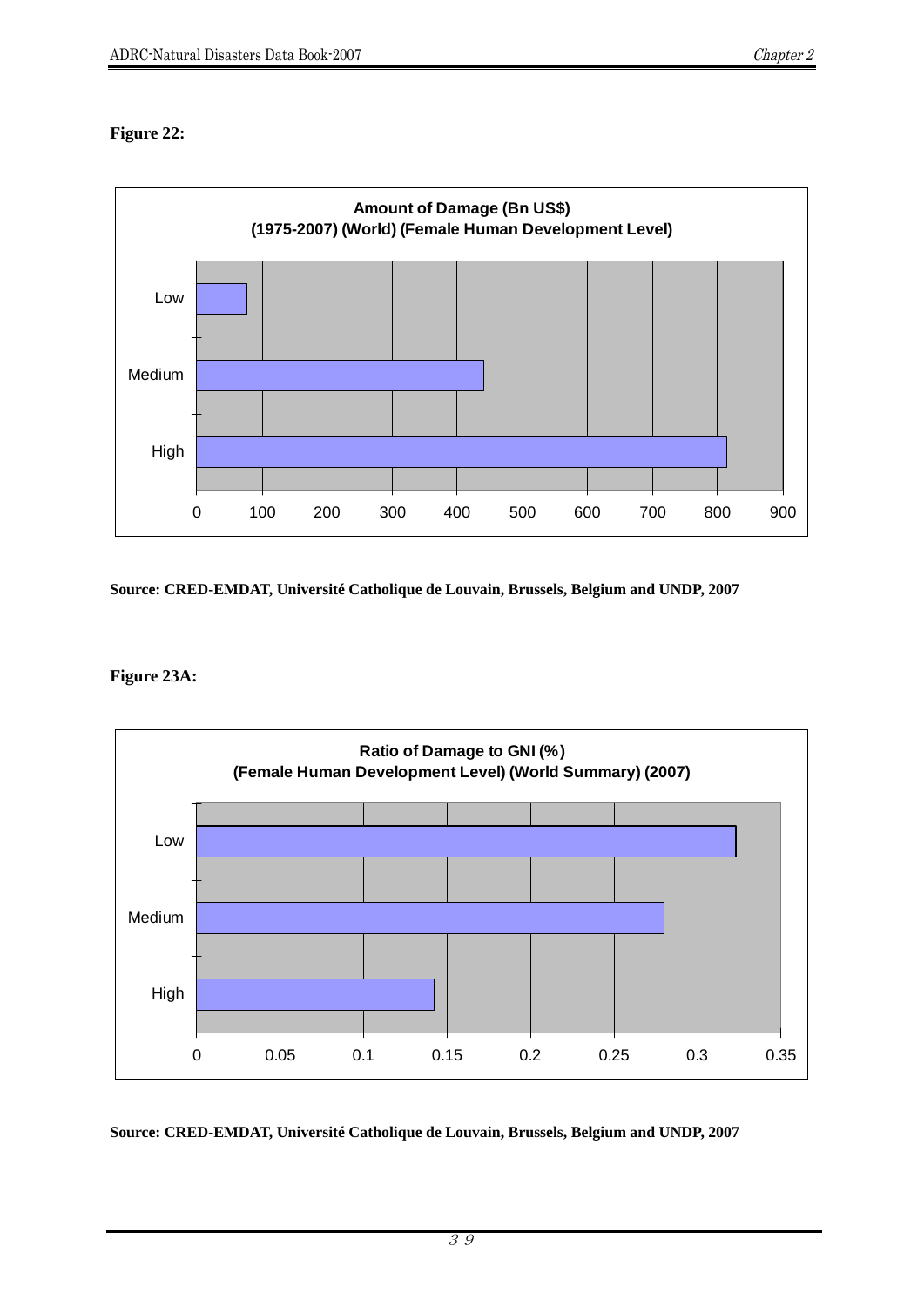**Figure 22:**

Amount of Damage (Bn US$)
(1975-2007) (World) (Female Human Development Level)

Low
Medium
High

0 100 200 300 400 500 600 700 800 900

**Source: CRED-EMDAT, Université Catholique de Louvain, Brussels, Belgium and UNDP, 2007**

**Figure 23A:**

Ratio of Damage to GNI (%)
(Female Human Development Level) (World Summary) (2007)

Low
Medium
High

0 0.05 0.1 0.15 0.2 0.25 0.3 0.35

**Source: CRED-EMDAT, Université Catholique de Louvain, Brussels, Belgium and UNDP, 2007**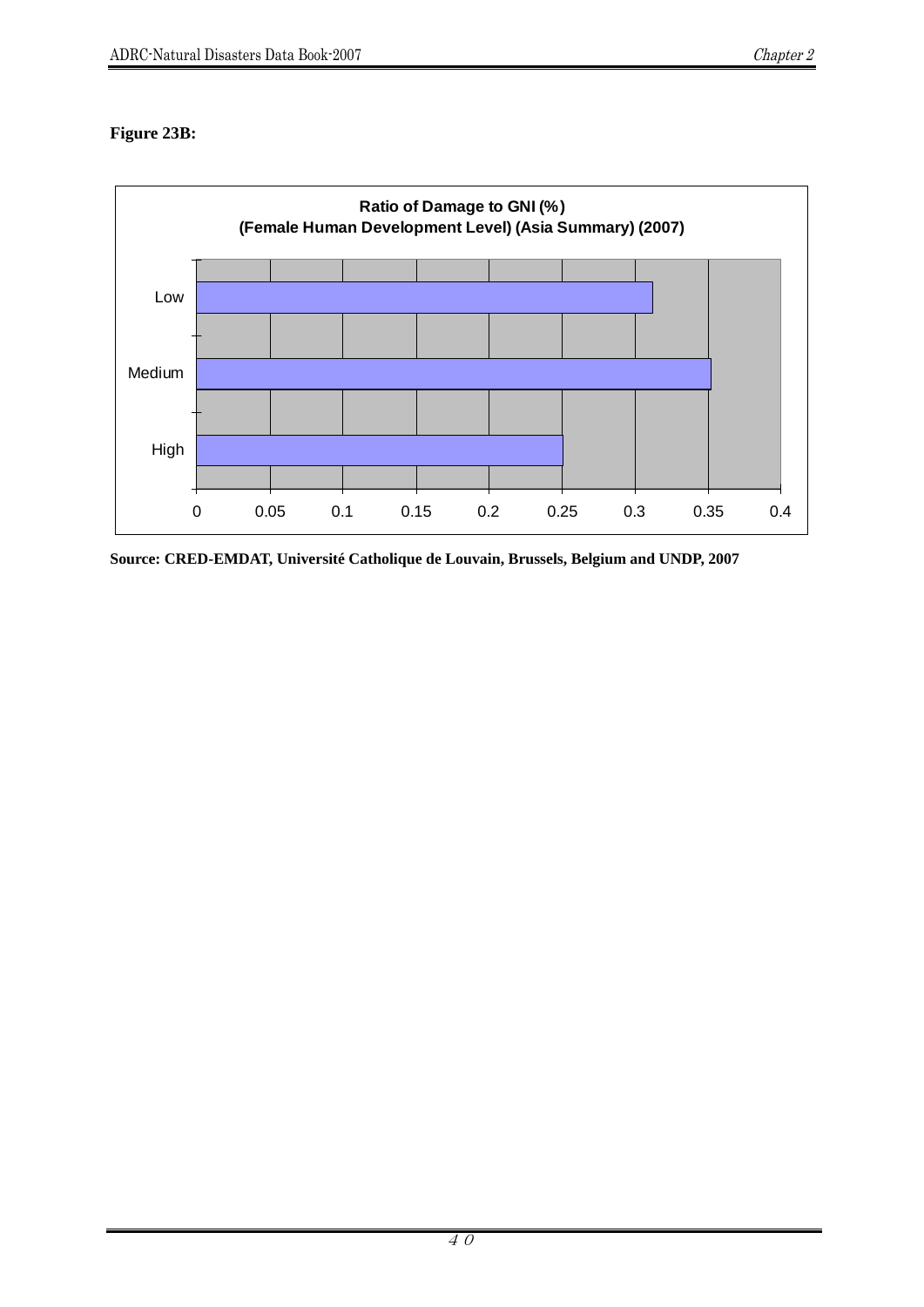**Figure 23B:**

**Ratio of Damage to GNI (%)**
**(Female Human Development Level) (Asia Summary) (2007)**

**Source: CRED-EMDAT, Université Catholique de Louvain, Brussels, Belgium and UNDP, 2007**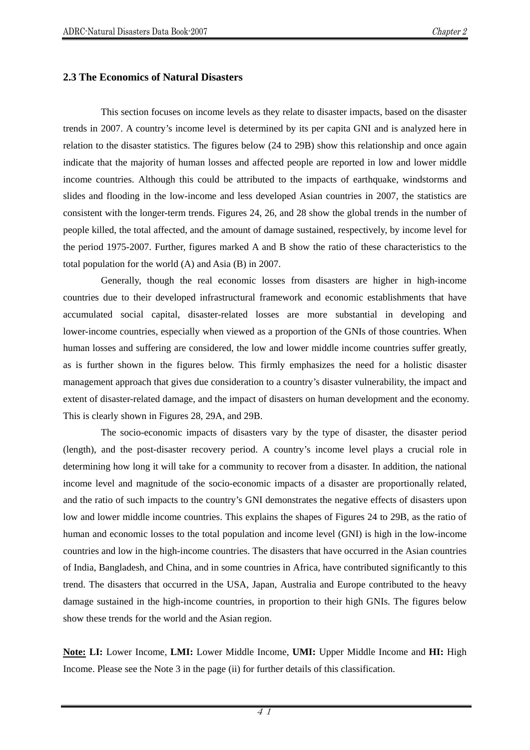## 2.3 The Economics of Natural Disasters

This section focuses on income levels as they relate to disaster impacts, based on the disaster trends in 2007. A country's income level is determined by its per capita GNI and is analyzed here in relation to the disaster statistics. The figures below (24 to 29B) show this relationship and once again indicate that the majority of human losses and affected people are reported in low and lower middle income countries. Although this could be attributed to the impacts of earthquake, windstorms and slides and flooding in the low-income and less developed Asian countries in 2007, the statistics are consistent with the longer-term trends. Figures 24, 26, and 28 show the global trends in the number of people killed, the total affected, and the amount of damage sustained, respectively, by income level for the period 1975-2007. Further, figures marked A and B show the ratio of these characteristics to the total population for the world (A) and Asia (B) in 2007.

Generally, though the real economic losses from disasters are higher in high-income countries due to their developed infrastructural framework and economic establishments that have accumulated social capital, disaster-related losses are more substantial in developing and lower-income countries, especially when viewed as a proportion of the GNIs of those countries. When human losses and suffering are considered, the low and lower middle income countries suffer greatly, as is further shown in the figures below. This firmly emphasizes the need for a holistic disaster management approach that gives due consideration to a country's disaster vulnerability, the impact and extent of disaster-related damage, and the impact of disasters on human development and the economy. This is clearly shown in Figures 28, 29A, and 29B.

The socio-economic impacts of disasters vary by the type of disaster, the disaster period (length), and the post-disaster recovery period. A country's income level plays a crucial role in determining how long it will take for a community to recover from a disaster. In addition, the national income level and magnitude of the socio-economic impacts of a disaster are proportionally related, and the ratio of such impacts to the country's GNI demonstrates the negative effects of disasters upon low and lower middle income countries. This explains the shapes of Figures 24 to 29B, as the ratio of human and economic losses to the total population and income level (GNI) is high in the low-income countries and low in the high-income countries. The disasters that have occurred in the Asian countries of India, Bangladesh, and China, and in some countries in Africa, have contributed significantly to this trend. The disasters that occurred in the USA, Japan, Australia and Europe contributed to the heavy damage sustained in the high-income countries, in proportion to their high GNIs. The figures below show these trends for the world and the Asian region.

**Note:** **LI:** Lower Income, **LMI:** Lower Middle Income, **UMI:** Upper Middle Income and **HI:** High Income. Please see the Note 3 in the page (ii) for further details of this classification.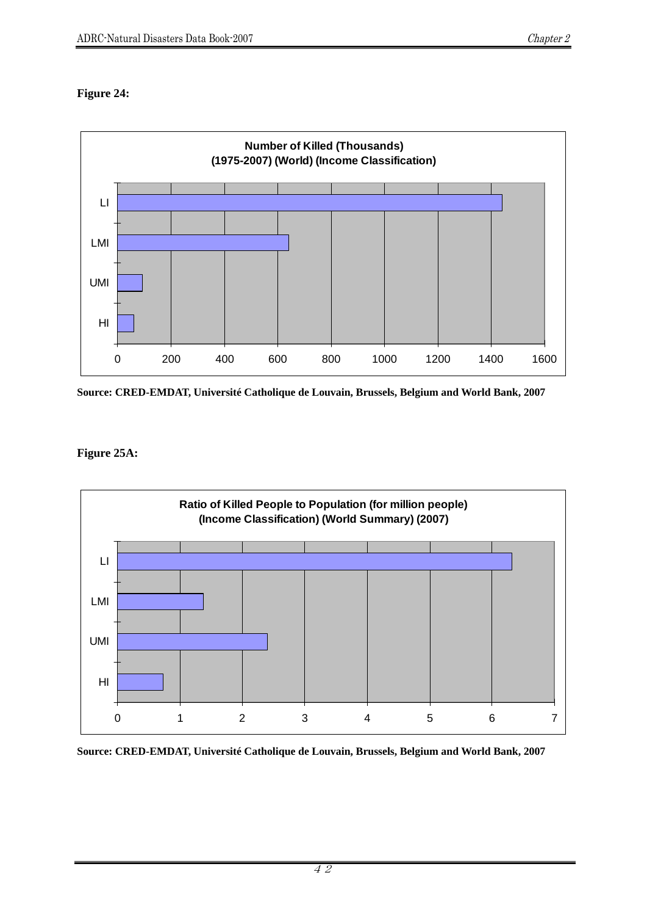**Figure 24:**

**Number of Killed (Thousands)**
**(1975-2007) (World) (Income Classification)**

| Income Classification | Number of Killed (Thousands) |
|---|---|
| LI | ~1440 |
| LMI | ~640 |
| UMI | ~90 |
| HI | ~60 |

**Source: CRED-EMDAT, Université Catholique de Louvain, Brussels, Belgium and World Bank, 2007**

**Figure 25A:**

**Ratio of Killed People to Population (for million people)**
**(Income Classification) (World Summary) (2007)**

| Income Classification | Ratio of Killed People to Population (for million people) |
|---|---|
| LI | ~6.3 |
| LMI | ~1.4 |
| UMI | ~2.4 |
| HI | ~0.7 |

**Source: CRED-EMDAT, Université Catholique de Louvain, Brussels, Belgium and World Bank, 2007**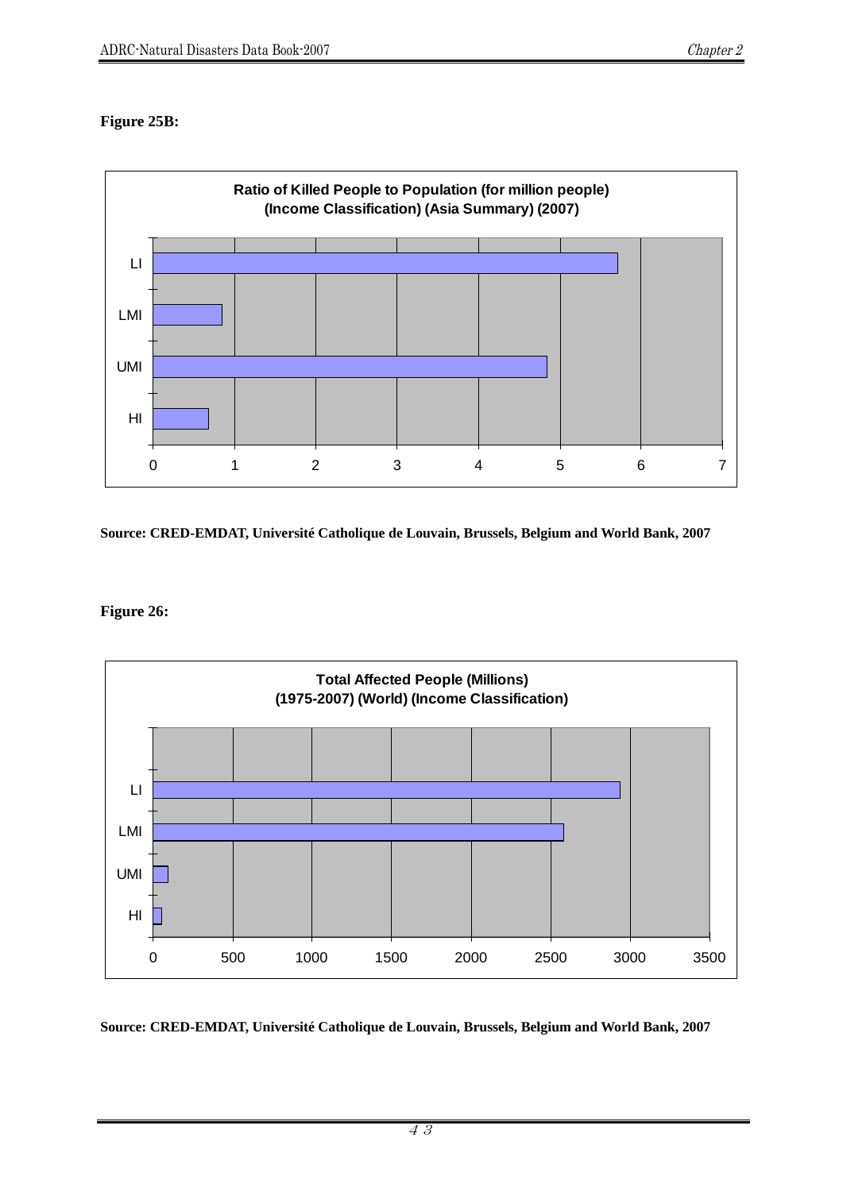**Figure 25B:**

**Ratio of Killed People to Population (for million people) (Income Classification) (Asia Summary) (2007)**

| Income Classification | Value (approx.) |
|---|---|
| LI | 5.7 |
| LMI | 0.85 |
| UMI | 4.85 |
| HI | 0.7 |

**Source: CRED-EMDAT, Université Catholique de Louvain, Brussels, Belgium and World Bank, 2007**

**Figure 26:**

**Total Affected People (Millions) (1975-2007) (World) (Income Classification)**

| Income Classification | Value (approx.) |
|---|---|
| LI | 2940 |
| LMI | 2580 |
| UMI | 95 |
| HI | 55 |

**Source: CRED-EMDAT, Université Catholique de Louvain, Brussels, Belgium and World Bank, 2007**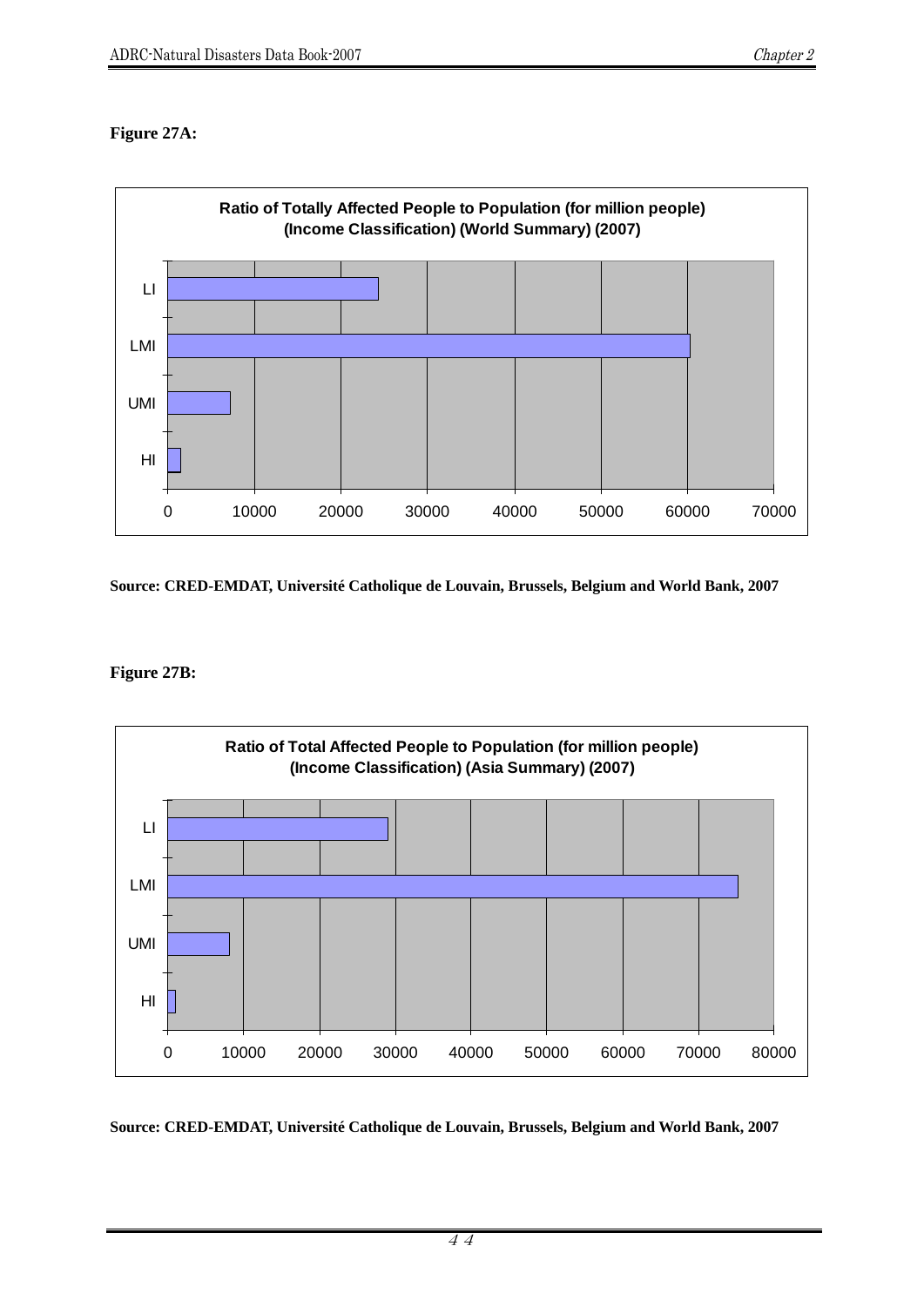**Figure 27A:**

**Ratio of Totally Affected People to Population (for million people) (Income Classification) (World Summary) (2007)**

**Source: CRED-EMDAT, Université Catholique de Louvain, Brussels, Belgium and World Bank, 2007**

**Figure 27B:**

**Ratio of Total Affected People to Population (for million people) (Income Classification) (Asia Summary) (2007)**

**Source: CRED-EMDAT, Université Catholique de Louvain, Brussels, Belgium and World Bank, 2007**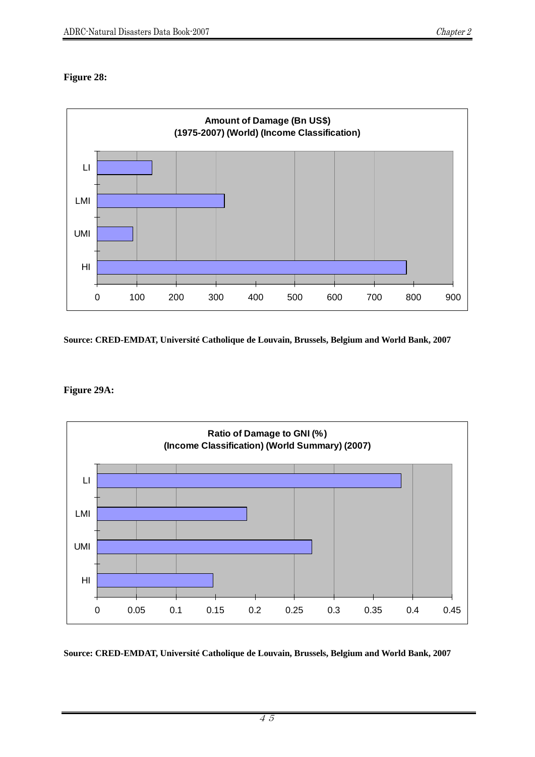**Figure 28:**

**Amount of Damage (Bn US$)**
**(1975-2007) (World) (Income Classification)**

**Source: CRED-EMDAT, Université Catholique de Louvain, Brussels, Belgium and World Bank, 2007**

**Figure 29A:**

**Ratio of Damage to GNI (%)**
**(Income Classification) (World Summary) (2007)**

**Source: CRED-EMDAT, Université Catholique de Louvain, Brussels, Belgium and World Bank, 2007**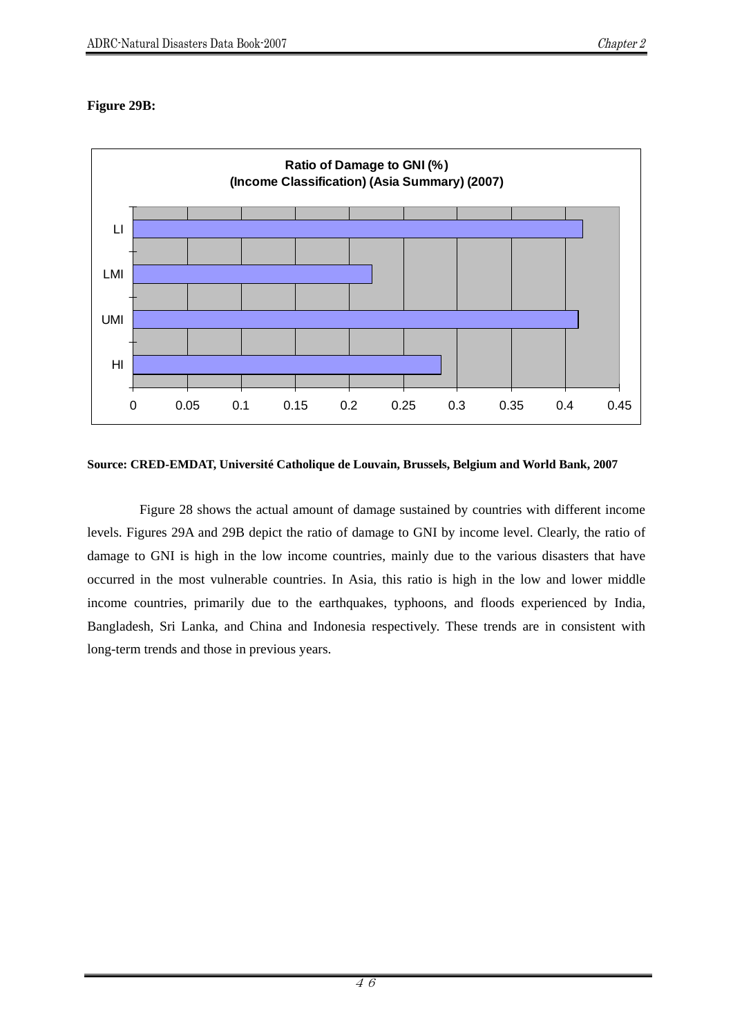**Figure 29B:**

Ratio of Damage to GNI (%)
(Income Classification) (Asia Summary) (2007)

| Income Class | Ratio of Damage to GNI (%) |
|---|---|
| LI | ~0.415 |
| LMI | ~0.22 |
| UMI | ~0.41 |
| HI | ~0.285 |

**Source: CRED-EMDAT, Université Catholique de Louvain, Brussels, Belgium and World Bank, 2007**

Figure 28 shows the actual amount of damage sustained by countries with different income levels. Figures 29A and 29B depict the ratio of damage to GNI by income level. Clearly, the ratio of damage to GNI is high in the low income countries, mainly due to the various disasters that have occurred in the most vulnerable countries. In Asia, this ratio is high in the low and lower middle income countries, primarily due to the earthquakes, typhoons, and floods experienced by India, Bangladesh, Sri Lanka, and China and Indonesia respectively. These trends are in consistent with long-term trends and those in previous years.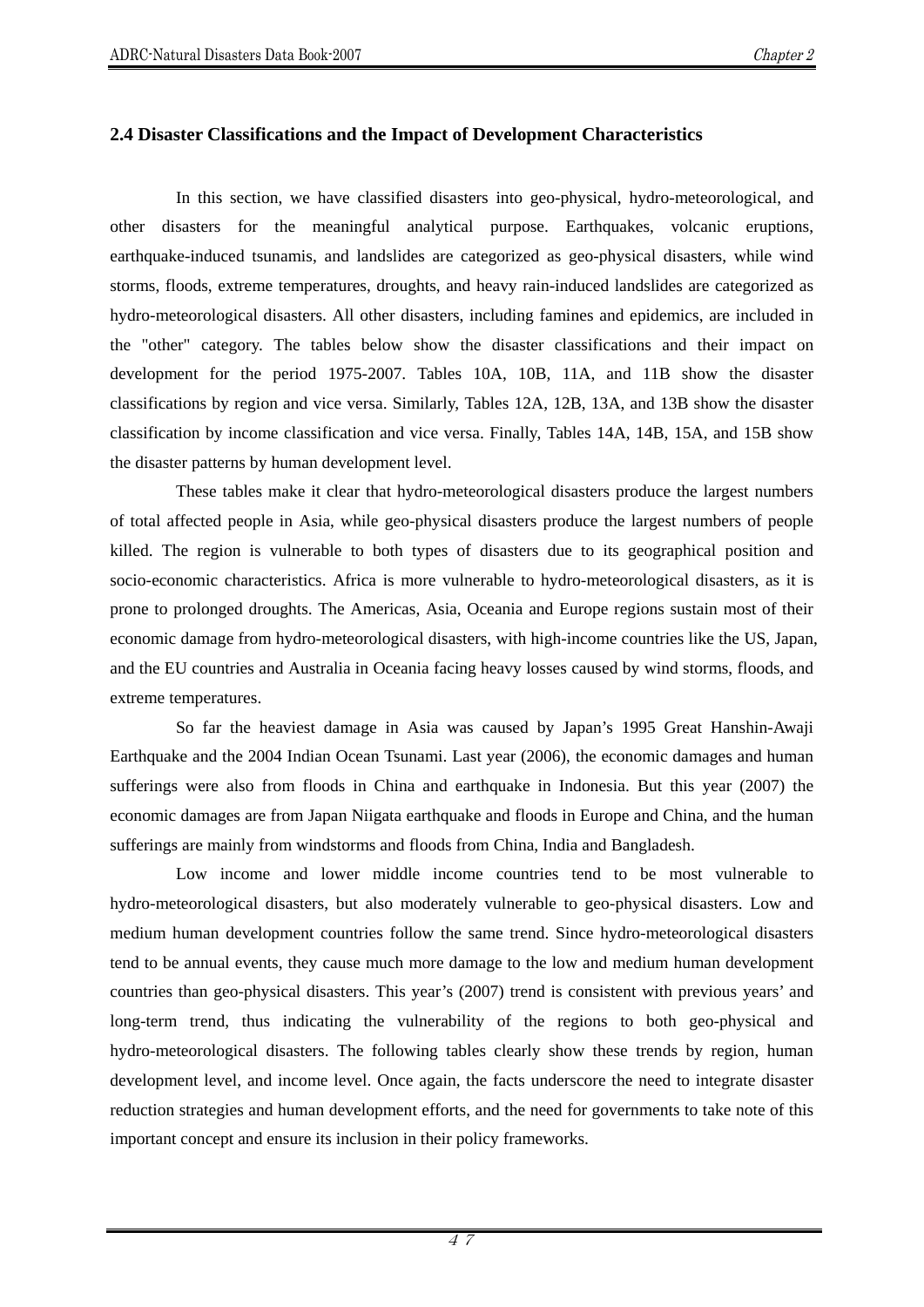## 2.4 Disaster Classifications and the Impact of Development Characteristics

In this section, we have classified disasters into geo-physical, hydro-meteorological, and other disasters for the meaningful analytical purpose. Earthquakes, volcanic eruptions, earthquake-induced tsunamis, and landslides are categorized as geo-physical disasters, while wind storms, floods, extreme temperatures, droughts, and heavy rain-induced landslides are categorized as hydro-meteorological disasters. All other disasters, including famines and epidemics, are included in the "other" category. The tables below show the disaster classifications and their impact on development for the period 1975-2007. Tables 10A, 10B, 11A, and 11B show the disaster classifications by region and vice versa. Similarly, Tables 12A, 12B, 13A, and 13B show the disaster classification by income classification and vice versa. Finally, Tables 14A, 14B, 15A, and 15B show the disaster patterns by human development level.

These tables make it clear that hydro-meteorological disasters produce the largest numbers of total affected people in Asia, while geo-physical disasters produce the largest numbers of people killed. The region is vulnerable to both types of disasters due to its geographical position and socio-economic characteristics. Africa is more vulnerable to hydro-meteorological disasters, as it is prone to prolonged droughts. The Americas, Asia, Oceania and Europe regions sustain most of their economic damage from hydro-meteorological disasters, with high-income countries like the US, Japan, and the EU countries and Australia in Oceania facing heavy losses caused by wind storms, floods, and extreme temperatures.

So far the heaviest damage in Asia was caused by Japan's 1995 Great Hanshin-Awaji Earthquake and the 2004 Indian Ocean Tsunami. Last year (2006), the economic damages and human sufferings were also from floods in China and earthquake in Indonesia. But this year (2007) the economic damages are from Japan Niigata earthquake and floods in Europe and China, and the human sufferings are mainly from windstorms and floods from China, India and Bangladesh.

Low income and lower middle income countries tend to be most vulnerable to hydro-meteorological disasters, but also moderately vulnerable to geo-physical disasters. Low and medium human development countries follow the same trend. Since hydro-meteorological disasters tend to be annual events, they cause much more damage to the low and medium human development countries than geo-physical disasters. This year's (2007) trend is consistent with previous years' and long-term trend, thus indicating the vulnerability of the regions to both geo-physical and hydro-meteorological disasters. The following tables clearly show these trends by region, human development level, and income level. Once again, the facts underscore the need to integrate disaster reduction strategies and human development efforts, and the need for governments to take note of this important concept and ensure its inclusion in their policy frameworks.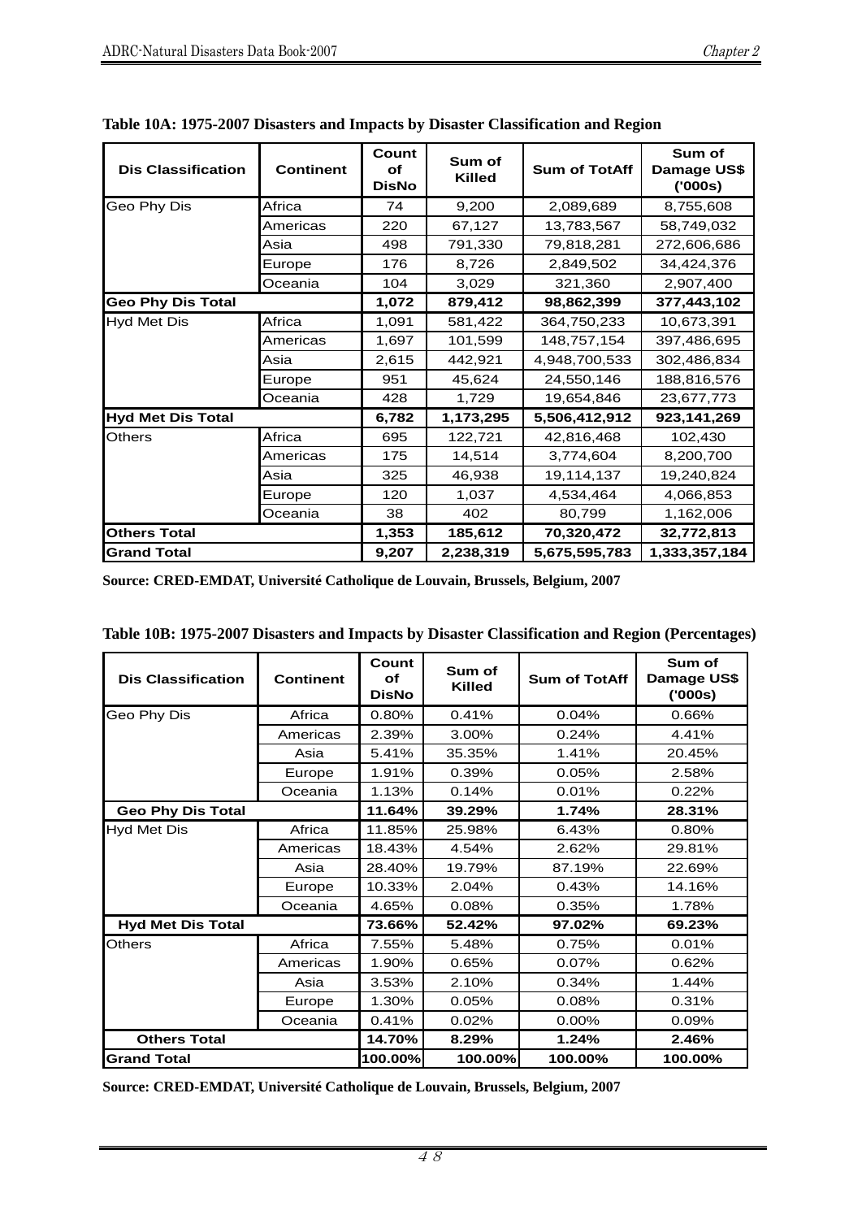**Table 10A: 1975-2007 Disasters and Impacts by Disaster Classification and Region**

| Dis Classification | Continent | Count of DisNo | Sum of Killed | Sum of TotAff | Sum of Damage US$ ('000s) |
|---|---|---|---|---|---|
| Geo Phy Dis | Africa | 74 | 9,200 | 2,089,689 | 8,755,608 |
| | Americas | 220 | 67,127 | 13,783,567 | 58,749,032 |
| | Asia | 498 | 791,330 | 79,818,281 | 272,606,686 |
| | Europe | 176 | 8,726 | 2,849,502 | 34,424,376 |
| | Oceania | 104 | 3,029 | 321,360 | 2,907,400 |
| **Geo Phy Dis Total** | | **1,072** | **879,412** | **98,862,399** | **377,443,102** |
| Hyd Met Dis | Africa | 1,091 | 581,422 | 364,750,233 | 10,673,391 |
| | Americas | 1,697 | 101,599 | 148,757,154 | 397,486,695 |
| | Asia | 2,615 | 442,921 | 4,948,700,533 | 302,486,834 |
| | Europe | 951 | 45,624 | 24,550,146 | 188,816,576 |
| | Oceania | 428 | 1,729 | 19,654,846 | 23,677,773 |
| **Hyd Met Dis Total** | | **6,782** | **1,173,295** | **5,506,412,912** | **923,141,269** |
| Others | Africa | 695 | 122,721 | 42,816,468 | 102,430 |
| | Americas | 175 | 14,514 | 3,774,604 | 8,200,700 |
| | Asia | 325 | 46,938 | 19,114,137 | 19,240,824 |
| | Europe | 120 | 1,037 | 4,534,464 | 4,066,853 |
| | Oceania | 38 | 402 | 80,799 | 1,162,006 |
| **Others Total** | | **1,353** | **185,612** | **70,320,472** | **32,772,813** |
| **Grand Total** | | **9,207** | **2,238,319** | **5,675,595,783** | **1,333,357,184** |

**Source: CRED-EMDAT, Université Catholique de Louvain, Brussels, Belgium, 2007**

**Table 10B: 1975-2007 Disasters and Impacts by Disaster Classification and Region (Percentages)**

| Dis Classification | Continent | Count of DisNo | Sum of Killed | Sum of TotAff | Sum of Damage US$ ('000s) |
|---|---|---|---|---|---|
| Geo Phy Dis | Africa | 0.80% | 0.41% | 0.04% | 0.66% |
| | Americas | 2.39% | 3.00% | 0.24% | 4.41% |
| | Asia | 5.41% | 35.35% | 1.41% | 20.45% |
| | Europe | 1.91% | 0.39% | 0.05% | 2.58% |
| | Oceania | 1.13% | 0.14% | 0.01% | 0.22% |
| **Geo Phy Dis Total** | | **11.64%** | **39.29%** | **1.74%** | **28.31%** |
| Hyd Met Dis | Africa | 11.85% | 25.98% | 6.43% | 0.80% |
| | Americas | 18.43% | 4.54% | 2.62% | 29.81% |
| | Asia | 28.40% | 19.79% | 87.19% | 22.69% |
| | Europe | 10.33% | 2.04% | 0.43% | 14.16% |
| | Oceania | 4.65% | 0.08% | 0.35% | 1.78% |
| **Hyd Met Dis Total** | | **73.66%** | **52.42%** | **97.02%** | **69.23%** |
| Others | Africa | 7.55% | 5.48% | 0.75% | 0.01% |
| | Americas | 1.90% | 0.65% | 0.07% | 0.62% |
| | Asia | 3.53% | 2.10% | 0.34% | 1.44% |
| | Europe | 1.30% | 0.05% | 0.08% | 0.31% |
| | Oceania | 0.41% | 0.02% | 0.00% | 0.09% |
| **Others Total** | | **14.70%** | **8.29%** | **1.24%** | **2.46%** |
| **Grand Total** | | **100.00%** | **100.00%** | **100.00%** | **100.00%** |

**Source: CRED-EMDAT, Université Catholique de Louvain, Brussels, Belgium, 2007**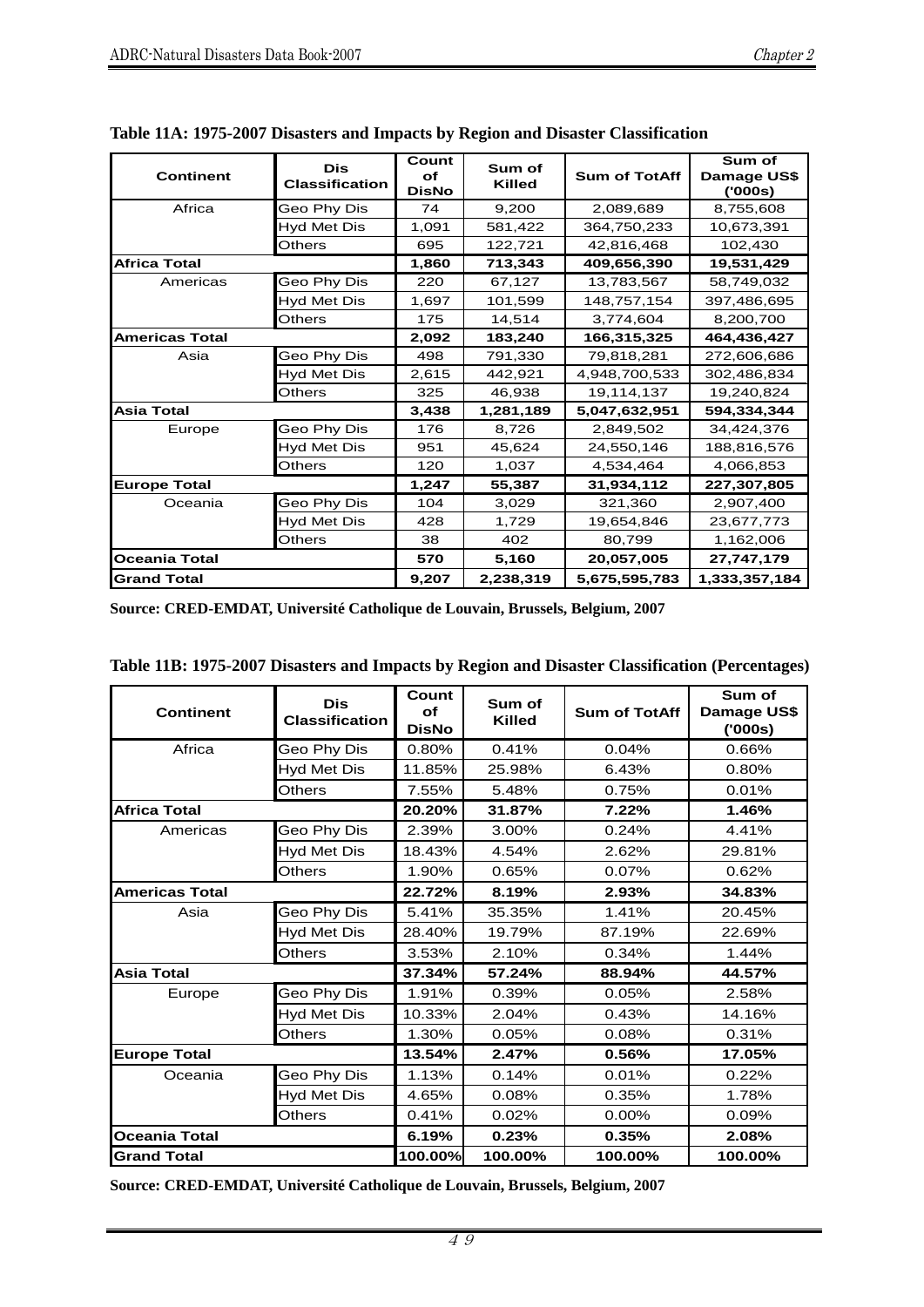**Table 11A: 1975-2007 Disasters and Impacts by Region and Disaster Classification**

| Continent | Dis Classification | Count of DisNo | Sum of Killed | Sum of TotAff | Sum of Damage US$ ('000s) |
|---|---|---|---|---|---|
| Africa | Geo Phy Dis | 74 | 9,200 | 2,089,689 | 8,755,608 |
| | Hyd Met Dis | 1,091 | 581,422 | 364,750,233 | 10,673,391 |
| | Others | 695 | 122,721 | 42,816,468 | 102,430 |
| **Africa Total** | | **1,860** | **713,343** | **409,656,390** | **19,531,429** |
| Americas | Geo Phy Dis | 220 | 67,127 | 13,783,567 | 58,749,032 |
| | Hyd Met Dis | 1,697 | 101,599 | 148,757,154 | 397,486,695 |
| | Others | 175 | 14,514 | 3,774,604 | 8,200,700 |
| **Americas Total** | | **2,092** | **183,240** | **166,315,325** | **464,436,427** |
| Asia | Geo Phy Dis | 498 | 791,330 | 79,818,281 | 272,606,686 |
| | Hyd Met Dis | 2,615 | 442,921 | 4,948,700,533 | 302,486,834 |
| | Others | 325 | 46,938 | 19,114,137 | 19,240,824 |
| **Asia Total** | | **3,438** | **1,281,189** | **5,047,632,951** | **594,334,344** |
| Europe | Geo Phy Dis | 176 | 8,726 | 2,849,502 | 34,424,376 |
| | Hyd Met Dis | 951 | 45,624 | 24,550,146 | 188,816,576 |
| | Others | 120 | 1,037 | 4,534,464 | 4,066,853 |
| **Europe Total** | | **1,247** | **55,387** | **31,934,112** | **227,307,805** |
| Oceania | Geo Phy Dis | 104 | 3,029 | 321,360 | 2,907,400 |
| | Hyd Met Dis | 428 | 1,729 | 19,654,846 | 23,677,773 |
| | Others | 38 | 402 | 80,799 | 1,162,006 |
| **Oceania Total** | | **570** | **5,160** | **20,057,005** | **27,747,179** |
| **Grand Total** | | **9,207** | **2,238,319** | **5,675,595,783** | **1,333,357,184** |

**Source: CRED-EMDAT, Université Catholique de Louvain, Brussels, Belgium, 2007**

**Table 11B: 1975-2007 Disasters and Impacts by Region and Disaster Classification (Percentages)**

| Continent | Dis Classification | Count of DisNo | Sum of Killed | Sum of TotAff | Sum of Damage US$ ('000s) |
|---|---|---|---|---|---|
| Africa | Geo Phy Dis | 0.80% | 0.41% | 0.04% | 0.66% |
| | Hyd Met Dis | 11.85% | 25.98% | 6.43% | 0.80% |
| | Others | 7.55% | 5.48% | 0.75% | 0.01% |
| **Africa Total** | | **20.20%** | **31.87%** | **7.22%** | **1.46%** |
| Americas | Geo Phy Dis | 2.39% | 3.00% | 0.24% | 4.41% |
| | Hyd Met Dis | 18.43% | 4.54% | 2.62% | 29.81% |
| | Others | 1.90% | 0.65% | 0.07% | 0.62% |
| **Americas Total** | | **22.72%** | **8.19%** | **2.93%** | **34.83%** |
| Asia | Geo Phy Dis | 5.41% | 35.35% | 1.41% | 20.45% |
| | Hyd Met Dis | 28.40% | 19.79% | 87.19% | 22.69% |
| | Others | 3.53% | 2.10% | 0.34% | 1.44% |
| **Asia Total** | | **37.34%** | **57.24%** | **88.94%** | **44.57%** |
| Europe | Geo Phy Dis | 1.91% | 0.39% | 0.05% | 2.58% |
| | Hyd Met Dis | 10.33% | 2.04% | 0.43% | 14.16% |
| | Others | 1.30% | 0.05% | 0.08% | 0.31% |
| **Europe Total** | | **13.54%** | **2.47%** | **0.56%** | **17.05%** |
| Oceania | Geo Phy Dis | 1.13% | 0.14% | 0.01% | 0.22% |
| | Hyd Met Dis | 4.65% | 0.08% | 0.35% | 1.78% |
| | Others | 0.41% | 0.02% | 0.00% | 0.09% |
| **Oceania Total** | | **6.19%** | **0.23%** | **0.35%** | **2.08%** |
| **Grand Total** | | **100.00%** | **100.00%** | **100.00%** | **100.00%** |

**Source: CRED-EMDAT, Université Catholique de Louvain, Brussels, Belgium, 2007**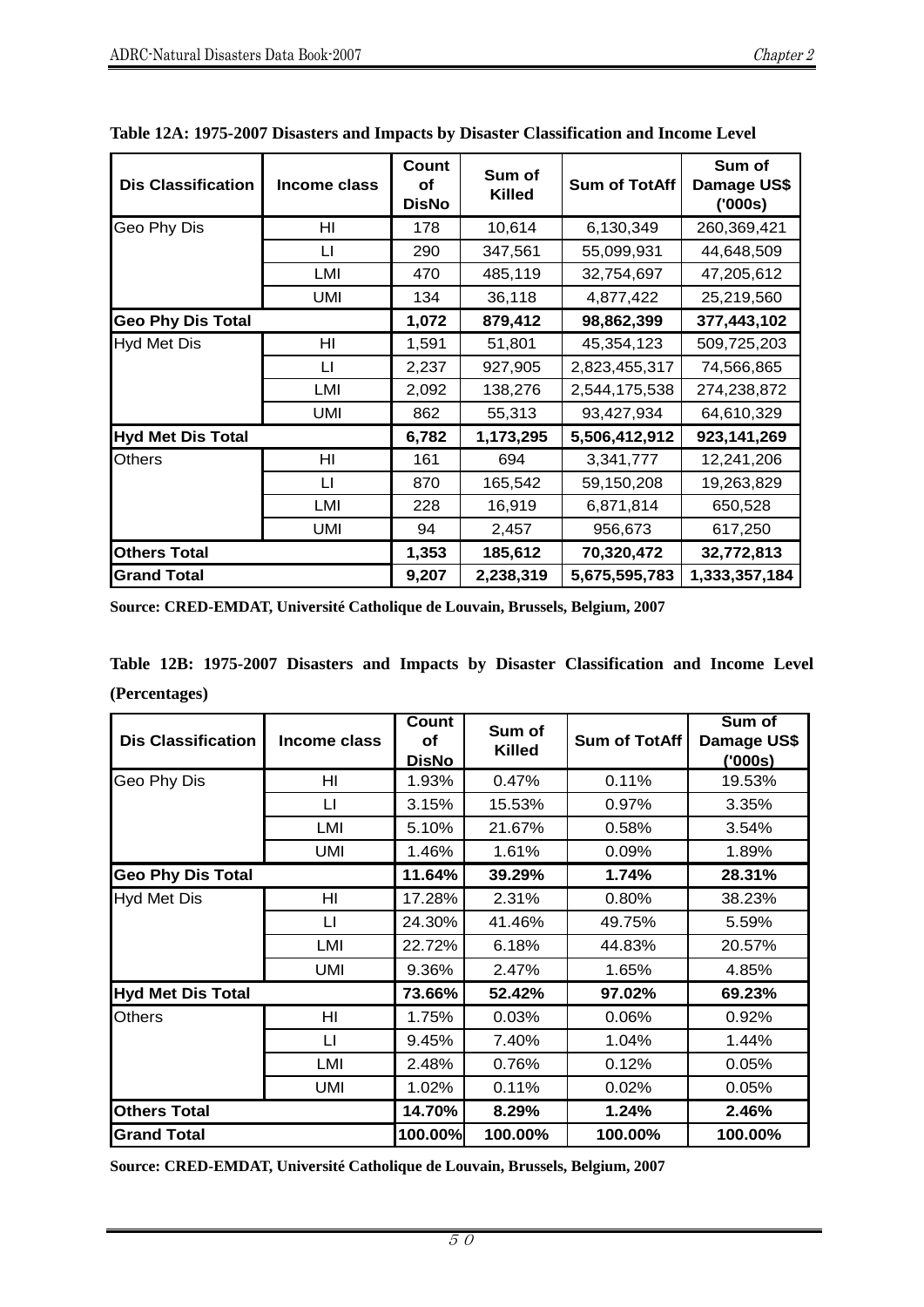**Table 12A: 1975-2007 Disasters and Impacts by Disaster Classification and Income Level**

| Dis Classification | Income class | Count of DisNo | Sum of Killed | Sum of TotAff | Sum of Damage US$ ('000s) |
|---|---|---|---|---|---|
| Geo Phy Dis | HI | 178 | 10,614 | 6,130,349 | 260,369,421 |
| | LI | 290 | 347,561 | 55,099,931 | 44,648,509 |
| | LMI | 470 | 485,119 | 32,754,697 | 47,205,612 |
| | UMI | 134 | 36,118 | 4,877,422 | 25,219,560 |
| **Geo Phy Dis Total** | | **1,072** | **879,412** | **98,862,399** | **377,443,102** |
| Hyd Met Dis | HI | 1,591 | 51,801 | 45,354,123 | 509,725,203 |
| | LI | 2,237 | 927,905 | 2,823,455,317 | 74,566,865 |
| | LMI | 2,092 | 138,276 | 2,544,175,538 | 274,238,872 |
| | UMI | 862 | 55,313 | 93,427,934 | 64,610,329 |
| **Hyd Met Dis Total** | | **6,782** | **1,173,295** | **5,506,412,912** | **923,141,269** |
| Others | HI | 161 | 694 | 3,341,777 | 12,241,206 |
| | LI | 870 | 165,542 | 59,150,208 | 19,263,829 |
| | LMI | 228 | 16,919 | 6,871,814 | 650,528 |
| | UMI | 94 | 2,457 | 956,673 | 617,250 |
| **Others Total** | | **1,353** | **185,612** | **70,320,472** | **32,772,813** |
| **Grand Total** | | **9,207** | **2,238,319** | **5,675,595,783** | **1,333,357,184** |

**Source: CRED-EMDAT, Université Catholique de Louvain, Brussels, Belgium, 2007**

**Table 12B: 1975-2007 Disasters and Impacts by Disaster Classification and Income Level (Percentages)**

| Dis Classification | Income class | Count of DisNo | Sum of Killed | Sum of TotAff | Sum of Damage US$ ('000s) |
|---|---|---|---|---|---|
| Geo Phy Dis | HI | 1.93% | 0.47% | 0.11% | 19.53% |
| | LI | 3.15% | 15.53% | 0.97% | 3.35% |
| | LMI | 5.10% | 21.67% | 0.58% | 3.54% |
| | UMI | 1.46% | 1.61% | 0.09% | 1.89% |
| **Geo Phy Dis Total** | | **11.64%** | **39.29%** | **1.74%** | **28.31%** |
| Hyd Met Dis | HI | 17.28% | 2.31% | 0.80% | 38.23% |
| | LI | 24.30% | 41.46% | 49.75% | 5.59% |
| | LMI | 22.72% | 6.18% | 44.83% | 20.57% |
| | UMI | 9.36% | 2.47% | 1.65% | 4.85% |
| **Hyd Met Dis Total** | | **73.66%** | **52.42%** | **97.02%** | **69.23%** |
| Others | HI | 1.75% | 0.03% | 0.06% | 0.92% |
| | LI | 9.45% | 7.40% | 1.04% | 1.44% |
| | LMI | 2.48% | 0.76% | 0.12% | 0.05% |
| | UMI | 1.02% | 0.11% | 0.02% | 0.05% |
| **Others Total** | | **14.70%** | **8.29%** | **1.24%** | **2.46%** |
| **Grand Total** | | **100.00%** | **100.00%** | **100.00%** | **100.00%** |

**Source: CRED-EMDAT, Université Catholique de Louvain, Brussels, Belgium, 2007**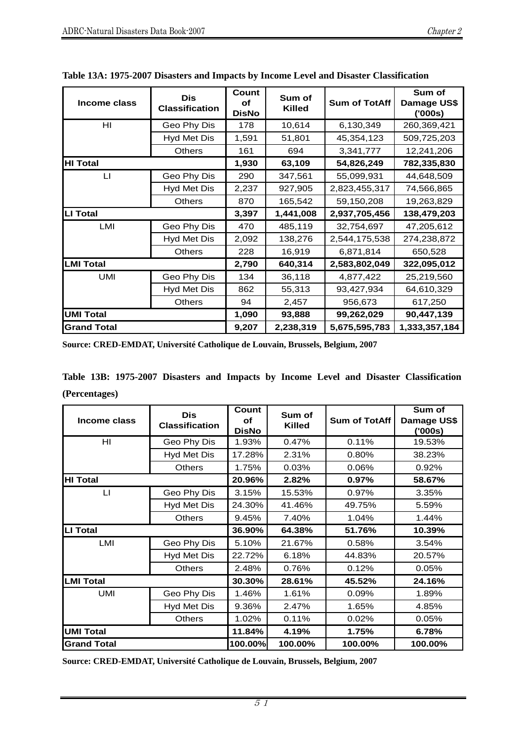**Table 13A: 1975-2007 Disasters and Impacts by Income Level and Disaster Classification**

| Income class | Dis Classification | Count of DisNo | Sum of Killed | Sum of TotAff | Sum of Damage US$ ('000s) |
|---|---|---|---|---|---|
| HI | Geo Phy Dis | 178 | 10,614 | 6,130,349 | 260,369,421 |
| | Hyd Met Dis | 1,591 | 51,801 | 45,354,123 | 509,725,203 |
| | Others | 161 | 694 | 3,341,777 | 12,241,206 |
| **HI Total** | | **1,930** | **63,109** | **54,826,249** | **782,335,830** |
| LI | Geo Phy Dis | 290 | 347,561 | 55,099,931 | 44,648,509 |
| | Hyd Met Dis | 2,237 | 927,905 | 2,823,455,317 | 74,566,865 |
| | Others | 870 | 165,542 | 59,150,208 | 19,263,829 |
| **LI Total** | | **3,397** | **1,441,008** | **2,937,705,456** | **138,479,203** |
| LMI | Geo Phy Dis | 470 | 485,119 | 32,754,697 | 47,205,612 |
| | Hyd Met Dis | 2,092 | 138,276 | 2,544,175,538 | 274,238,872 |
| | Others | 228 | 16,919 | 6,871,814 | 650,528 |
| **LMI Total** | | **2,790** | **640,314** | **2,583,802,049** | **322,095,012** |
| UMI | Geo Phy Dis | 134 | 36,118 | 4,877,422 | 25,219,560 |
| | Hyd Met Dis | 862 | 55,313 | 93,427,934 | 64,610,329 |
| | Others | 94 | 2,457 | 956,673 | 617,250 |
| **UMI Total** | | **1,090** | **93,888** | **99,262,029** | **90,447,139** |
| **Grand Total** | | **9,207** | **2,238,319** | **5,675,595,783** | **1,333,357,184** |

**Source: CRED-EMDAT, Université Catholique de Louvain, Brussels, Belgium, 2007**

**Table 13B: 1975-2007 Disasters and Impacts by Income Level and Disaster Classification (Percentages)**

| Income class | Dis Classification | Count of DisNo | Sum of Killed | Sum of TotAff | Sum of Damage US$ ('000s) |
|---|---|---|---|---|---|
| HI | Geo Phy Dis | 1.93% | 0.47% | 0.11% | 19.53% |
| | Hyd Met Dis | 17.28% | 2.31% | 0.80% | 38.23% |
| | Others | 1.75% | 0.03% | 0.06% | 0.92% |
| **HI Total** | | **20.96%** | **2.82%** | **0.97%** | **58.67%** |
| LI | Geo Phy Dis | 3.15% | 15.53% | 0.97% | 3.35% |
| | Hyd Met Dis | 24.30% | 41.46% | 49.75% | 5.59% |
| | Others | 9.45% | 7.40% | 1.04% | 1.44% |
| **LI Total** | | **36.90%** | **64.38%** | **51.76%** | **10.39%** |
| LMI | Geo Phy Dis | 5.10% | 21.67% | 0.58% | 3.54% |
| | Hyd Met Dis | 22.72% | 6.18% | 44.83% | 20.57% |
| | Others | 2.48% | 0.76% | 0.12% | 0.05% |
| **LMI Total** | | **30.30%** | **28.61%** | **45.52%** | **24.16%** |
| UMI | Geo Phy Dis | 1.46% | 1.61% | 0.09% | 1.89% |
| | Hyd Met Dis | 9.36% | 2.47% | 1.65% | 4.85% |
| | Others | 1.02% | 0.11% | 0.02% | 0.05% |
| **UMI Total** | | **11.84%** | **4.19%** | **1.75%** | **6.78%** |
| **Grand Total** | | **100.00%** | **100.00%** | **100.00%** | **100.00%** |

**Source: CRED-EMDAT, Université Catholique de Louvain, Brussels, Belgium, 2007**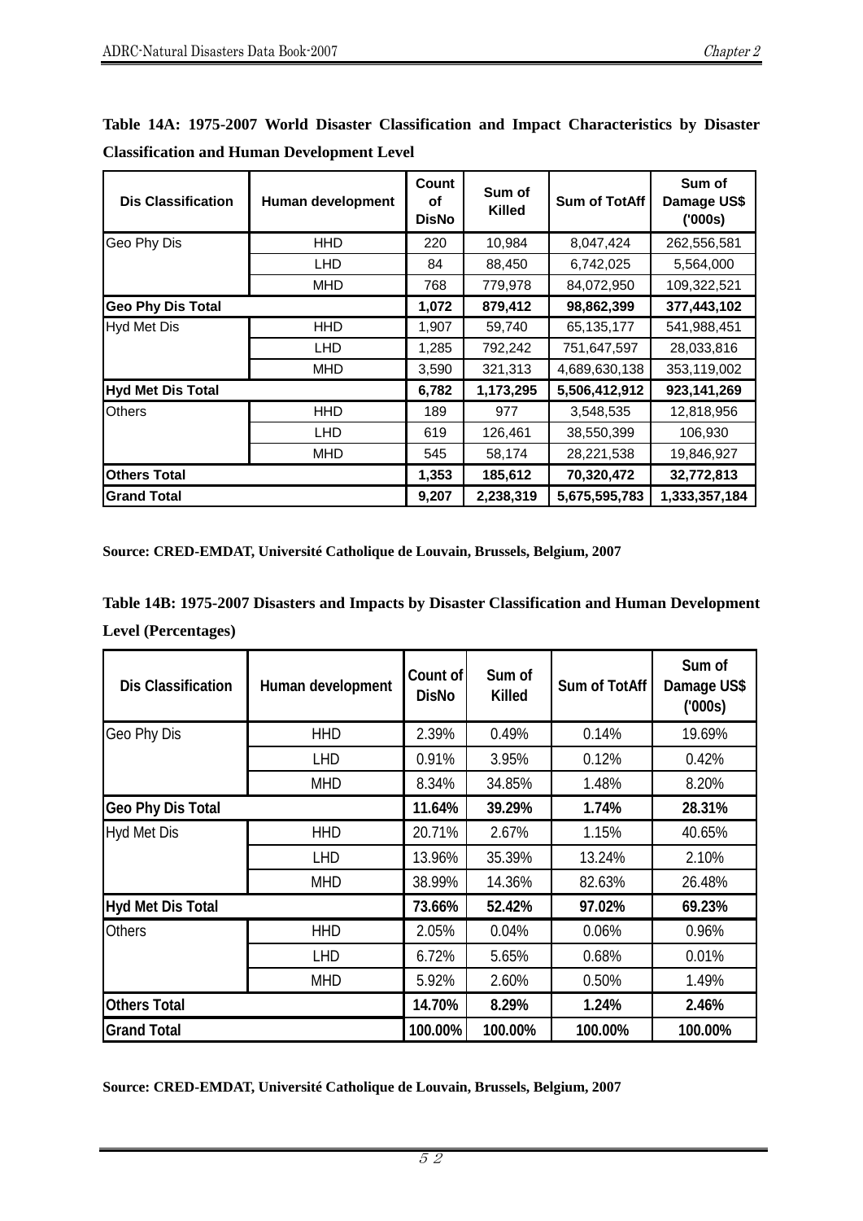**Table 14A: 1975-2007 World Disaster Classification and Impact Characteristics by Disaster Classification and Human Development Level**

| Dis Classification | Human development | Count of DisNo | Sum of Killed | Sum of TotAff | Sum of Damage US$ ('000s) |
|---|---|---|---|---|---|
| Geo Phy Dis | HHD | 220 | 10,984 | 8,047,424 | 262,556,581 |
| | LHD | 84 | 88,450 | 6,742,025 | 5,564,000 |
| | MHD | 768 | 779,978 | 84,072,950 | 109,322,521 |
| **Geo Phy Dis Total** | | **1,072** | **879,412** | **98,862,399** | **377,443,102** |
| Hyd Met Dis | HHD | 1,907 | 59,740 | 65,135,177 | 541,988,451 |
| | LHD | 1,285 | 792,242 | 751,647,597 | 28,033,816 |
| | MHD | 3,590 | 321,313 | 4,689,630,138 | 353,119,002 |
| **Hyd Met Dis Total** | | **6,782** | **1,173,295** | **5,506,412,912** | **923,141,269** |
| Others | HHD | 189 | 977 | 3,548,535 | 12,818,956 |
| | LHD | 619 | 126,461 | 38,550,399 | 106,930 |
| | MHD | 545 | 58,174 | 28,221,538 | 19,846,927 |
| **Others Total** | | **1,353** | **185,612** | **70,320,472** | **32,772,813** |
| **Grand Total** | | **9,207** | **2,238,319** | **5,675,595,783** | **1,333,357,184** |

**Source: CRED-EMDAT, Université Catholique de Louvain, Brussels, Belgium, 2007**

**Table 14B: 1975-2007 Disasters and Impacts by Disaster Classification and Human Development Level (Percentages)**

| Dis Classification | Human development | Count of DisNo | Sum of Killed | Sum of TotAff | Sum of Damage US$ ('000s) |
|---|---|---|---|---|---|
| Geo Phy Dis | HHD | 2.39% | 0.49% | 0.14% | 19.69% |
| | LHD | 0.91% | 3.95% | 0.12% | 0.42% |
| | MHD | 8.34% | 34.85% | 1.48% | 8.20% |
| **Geo Phy Dis Total** | | **11.64%** | **39.29%** | **1.74%** | **28.31%** |
| Hyd Met Dis | HHD | 20.71% | 2.67% | 1.15% | 40.65% |
| | LHD | 13.96% | 35.39% | 13.24% | 2.10% |
| | MHD | 38.99% | 14.36% | 82.63% | 26.48% |
| **Hyd Met Dis Total** | | **73.66%** | **52.42%** | **97.02%** | **69.23%** |
| Others | HHD | 2.05% | 0.04% | 0.06% | 0.96% |
| | LHD | 6.72% | 5.65% | 0.68% | 0.01% |
| | MHD | 5.92% | 2.60% | 0.50% | 1.49% |
| **Others Total** | | **14.70%** | **8.29%** | **1.24%** | **2.46%** |
| **Grand Total** | | **100.00%** | **100.00%** | **100.00%** | **100.00%** |

**Source: CRED-EMDAT, Université Catholique de Louvain, Brussels, Belgium, 2007**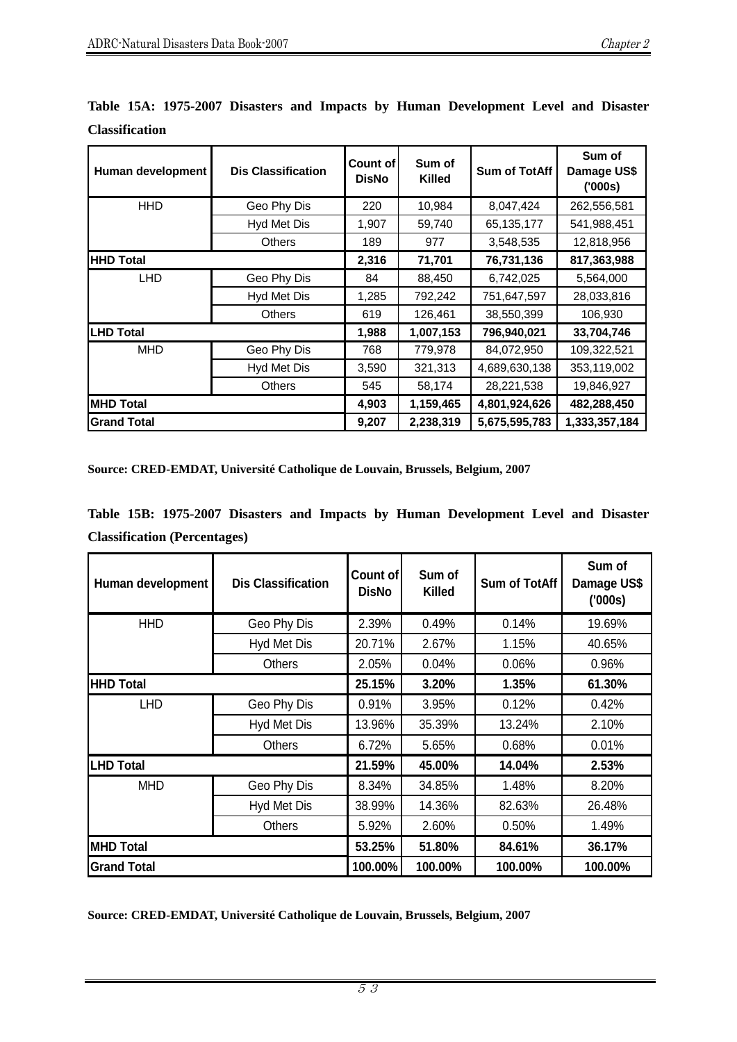**Table 15A: 1975-2007 Disasters and Impacts by Human Development Level and Disaster Classification**

| Human development | Dis Classification | Count of DisNo | Sum of Killed | Sum of TotAff | Sum of Damage US$ ('000s) |
|---|---|---|---|---|---|
| HHD | Geo Phy Dis | 220 | 10,984 | 8,047,424 | 262,556,581 |
| | Hyd Met Dis | 1,907 | 59,740 | 65,135,177 | 541,988,451 |
| | Others | 189 | 977 | 3,548,535 | 12,818,956 |
| **HHD Total** | | **2,316** | **71,701** | **76,731,136** | **817,363,988** |
| LHD | Geo Phy Dis | 84 | 88,450 | 6,742,025 | 5,564,000 |
| | Hyd Met Dis | 1,285 | 792,242 | 751,647,597 | 28,033,816 |
| | Others | 619 | 126,461 | 38,550,399 | 106,930 |
| **LHD Total** | | **1,988** | **1,007,153** | **796,940,021** | **33,704,746** |
| MHD | Geo Phy Dis | 768 | 779,978 | 84,072,950 | 109,322,521 |
| | Hyd Met Dis | 3,590 | 321,313 | 4,689,630,138 | 353,119,002 |
| | Others | 545 | 58,174 | 28,221,538 | 19,846,927 |
| **MHD Total** | | **4,903** | **1,159,465** | **4,801,924,626** | **482,288,450** |
| **Grand Total** | | **9,207** | **2,238,319** | **5,675,595,783** | **1,333,357,184** |

**Source: CRED-EMDAT, Université Catholique de Louvain, Brussels, Belgium, 2007**

**Table 15B: 1975-2007 Disasters and Impacts by Human Development Level and Disaster Classification (Percentages)**

| Human development | Dis Classification | Count of DisNo | Sum of Killed | Sum of TotAff | Sum of Damage US$ ('000s) |
|---|---|---|---|---|---|
| HHD | Geo Phy Dis | 2.39% | 0.49% | 0.14% | 19.69% |
| | Hyd Met Dis | 20.71% | 2.67% | 1.15% | 40.65% |
| | Others | 2.05% | 0.04% | 0.06% | 0.96% |
| **HHD Total** | | **25.15%** | **3.20%** | **1.35%** | **61.30%** |
| LHD | Geo Phy Dis | 0.91% | 3.95% | 0.12% | 0.42% |
| | Hyd Met Dis | 13.96% | 35.39% | 13.24% | 2.10% |
| | Others | 6.72% | 5.65% | 0.68% | 0.01% |
| **LHD Total** | | **21.59%** | **45.00%** | **14.04%** | **2.53%** |
| MHD | Geo Phy Dis | 8.34% | 34.85% | 1.48% | 8.20% |
| | Hyd Met Dis | 38.99% | 14.36% | 82.63% | 26.48% |
| | Others | 5.92% | 2.60% | 0.50% | 1.49% |
| **MHD Total** | | **53.25%** | **51.80%** | **84.61%** | **36.17%** |
| **Grand Total** | | **100.00%** | **100.00%** | **100.00%** | **100.00%** |

**Source: CRED-EMDAT, Université Catholique de Louvain, Brussels, Belgium, 2007**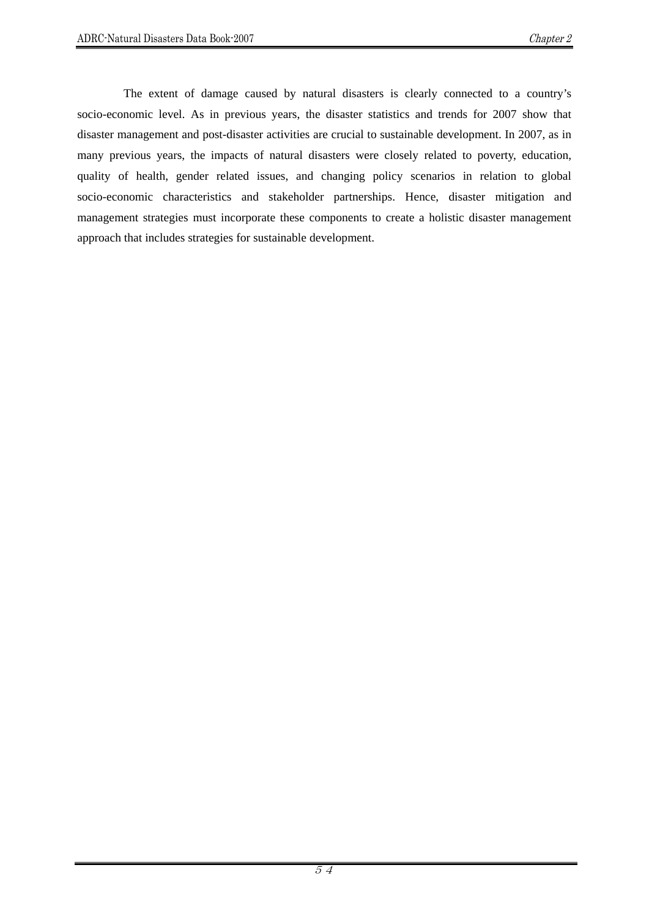The extent of damage caused by natural disasters is clearly connected to a country's socio-economic level. As in previous years, the disaster statistics and trends for 2007 show that disaster management and post-disaster activities are crucial to sustainable development. In 2007, as in many previous years, the impacts of natural disasters were closely related to poverty, education, quality of health, gender related issues, and changing policy scenarios in relation to global socio-economic characteristics and stakeholder partnerships. Hence, disaster mitigation and management strategies must incorporate these components to create a holistic disaster management approach that includes strategies for sustainable development.